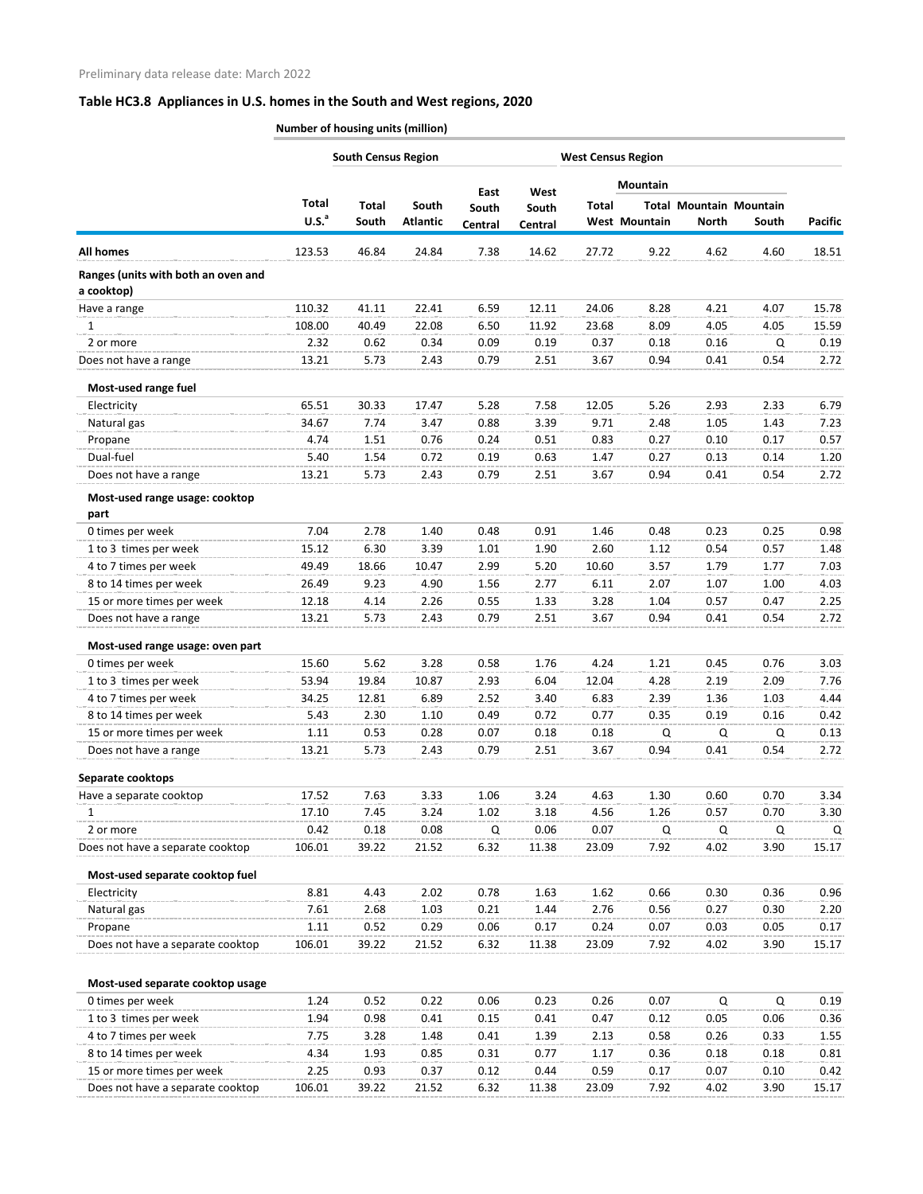Preliminary data release date: March 2022

## Table HC3.8 Appliances in U.S. homes in the South and West regions, 2020

Number of housing units (million)

| | | South Census Region | | | | West Census Region | | | | |
|---|---|---|---|---|---|---|---|---|---|---|
| | | | | | | | Mountain | | | |
| | Total U.S.[a] | Total South | South Atlantic | East South Central | West South Central | Total West | Total Mountain | Mountain North | Mountain South | Pacific |
| **All homes** | 123.53 | 46.84 | 24.84 | 7.38 | 14.62 | 27.72 | 9.22 | 4.62 | 4.60 | 18.51 |
| **Ranges (units with both an oven and a cooktop)** | | | | | | | | | | |
| Have a range | 110.32 | 41.11 | 22.41 | 6.59 | 12.11 | 24.06 | 8.28 | 4.21 | 4.07 | 15.78 |
| 1 | 108.00 | 40.49 | 22.08 | 6.50 | 11.92 | 23.68 | 8.09 | 4.05 | 4.05 | 15.59 |
| 2 or more | 2.32 | 0.62 | 0.34 | 0.09 | 0.19 | 0.37 | 0.18 | 0.16 | Q | 0.19 |
| Does not have a range | 13.21 | 5.73 | 2.43 | 0.79 | 2.51 | 3.67 | 0.94 | 0.41 | 0.54 | 2.72 |
| **Most-used range fuel** | | | | | | | | | | |
| Electricity | 65.51 | 30.33 | 17.47 | 5.28 | 7.58 | 12.05 | 5.26 | 2.93 | 2.33 | 6.79 |
| Natural gas | 34.67 | 7.74 | 3.47 | 0.88 | 3.39 | 9.71 | 2.48 | 1.05 | 1.43 | 7.23 |
| Propane | 4.74 | 1.51 | 0.76 | 0.24 | 0.51 | 0.83 | 0.27 | 0.10 | 0.17 | 0.57 |
| Dual-fuel | 5.40 | 1.54 | 0.72 | 0.19 | 0.63 | 1.47 | 0.27 | 0.13 | 0.14 | 1.20 |
| Does not have a range | 13.21 | 5.73 | 2.43 | 0.79 | 2.51 | 3.67 | 0.94 | 0.41 | 0.54 | 2.72 |
| **Most-used range usage: cooktop part** | | | | | | | | | | |
| 0 times per week | 7.04 | 2.78 | 1.40 | 0.48 | 0.91 | 1.46 | 0.48 | 0.23 | 0.25 | 0.98 |
| 1 to 3 times per week | 15.12 | 6.30 | 3.39 | 1.01 | 1.90 | 2.60 | 1.12 | 0.54 | 0.57 | 1.48 |
| 4 to 7 times per week | 49.49 | 18.66 | 10.47 | 2.99 | 5.20 | 10.60 | 3.57 | 1.79 | 1.77 | 7.03 |
| 8 to 14 times per week | 26.49 | 9.23 | 4.90 | 1.56 | 2.77 | 6.11 | 2.07 | 1.07 | 1.00 | 4.03 |
| 15 or more times per week | 12.18 | 4.14 | 2.26 | 0.55 | 1.33 | 3.28 | 1.04 | 0.57 | 0.47 | 2.25 |
| Does not have a range | 13.21 | 5.73 | 2.43 | 0.79 | 2.51 | 3.67 | 0.94 | 0.41 | 0.54 | 2.72 |
| **Most-used range usage: oven part** | | | | | | | | | | |
| 0 times per week | 15.60 | 5.62 | 3.28 | 0.58 | 1.76 | 4.24 | 1.21 | 0.45 | 0.76 | 3.03 |
| 1 to 3 times per week | 53.94 | 19.84 | 10.87 | 2.93 | 6.04 | 12.04 | 4.28 | 2.19 | 2.09 | 7.76 |
| 4 to 7 times per week | 34.25 | 12.81 | 6.89 | 2.52 | 3.40 | 6.83 | 2.39 | 1.36 | 1.03 | 4.44 |
| 8 to 14 times per week | 5.43 | 2.30 | 1.10 | 0.49 | 0.72 | 0.77 | 0.35 | 0.19 | 0.16 | 0.42 |
| 15 or more times per week | 1.11 | 0.53 | 0.28 | 0.07 | 0.18 | 0.18 | Q | Q | Q | 0.13 |
| Does not have a range | 13.21 | 5.73 | 2.43 | 0.79 | 2.51 | 3.67 | 0.94 | 0.41 | 0.54 | 2.72 |
| **Separate cooktops** | | | | | | | | | | |
| Have a separate cooktop | 17.52 | 7.63 | 3.33 | 1.06 | 3.24 | 4.63 | 1.30 | 0.60 | 0.70 | 3.34 |
| 1 | 17.10 | 7.45 | 3.24 | 1.02 | 3.18 | 4.56 | 1.26 | 0.57 | 0.70 | 3.30 |
| 2 or more | 0.42 | 0.18 | 0.08 | Q | 0.06 | 0.07 | Q | Q | Q | Q |
| Does not have a separate cooktop | 106.01 | 39.22 | 21.52 | 6.32 | 11.38 | 23.09 | 7.92 | 4.02 | 3.90 | 15.17 |
| **Most-used separate cooktop fuel** | | | | | | | | | | |
| Electricity | 8.81 | 4.43 | 2.02 | 0.78 | 1.63 | 1.62 | 0.66 | 0.30 | 0.36 | 0.96 |
| Natural gas | 7.61 | 2.68 | 1.03 | 0.21 | 1.44 | 2.76 | 0.56 | 0.27 | 0.30 | 2.20 |
| Propane | 1.11 | 0.52 | 0.29 | 0.06 | 0.17 | 0.24 | 0.07 | 0.03 | 0.05 | 0.17 |
| Does not have a separate cooktop | 106.01 | 39.22 | 21.52 | 6.32 | 11.38 | 23.09 | 7.92 | 4.02 | 3.90 | 15.17 |
| **Most-used separate cooktop usage** | | | | | | | | | | |
| 0 times per week | 1.24 | 0.52 | 0.22 | 0.06 | 0.23 | 0.26 | 0.07 | Q | Q | 0.19 |
| 1 to 3 times per week | 1.94 | 0.98 | 0.41 | 0.15 | 0.41 | 0.47 | 0.12 | 0.05 | 0.06 | 0.36 |
| 4 to 7 times per week | 7.75 | 3.28 | 1.48 | 0.41 | 1.39 | 2.13 | 0.58 | 0.26 | 0.33 | 1.55 |
| 8 to 14 times per week | 4.34 | 1.93 | 0.85 | 0.31 | 0.77 | 1.17 | 0.36 | 0.18 | 0.18 | 0.81 |
| 15 or more times per week | 2.25 | 0.93 | 0.37 | 0.12 | 0.44 | 0.59 | 0.17 | 0.07 | 0.10 | 0.42 |
| Does not have a separate cooktop | 106.01 | 39.22 | 21.52 | 6.32 | 11.38 | 23.09 | 7.92 | 4.02 | 3.90 | 15.17 |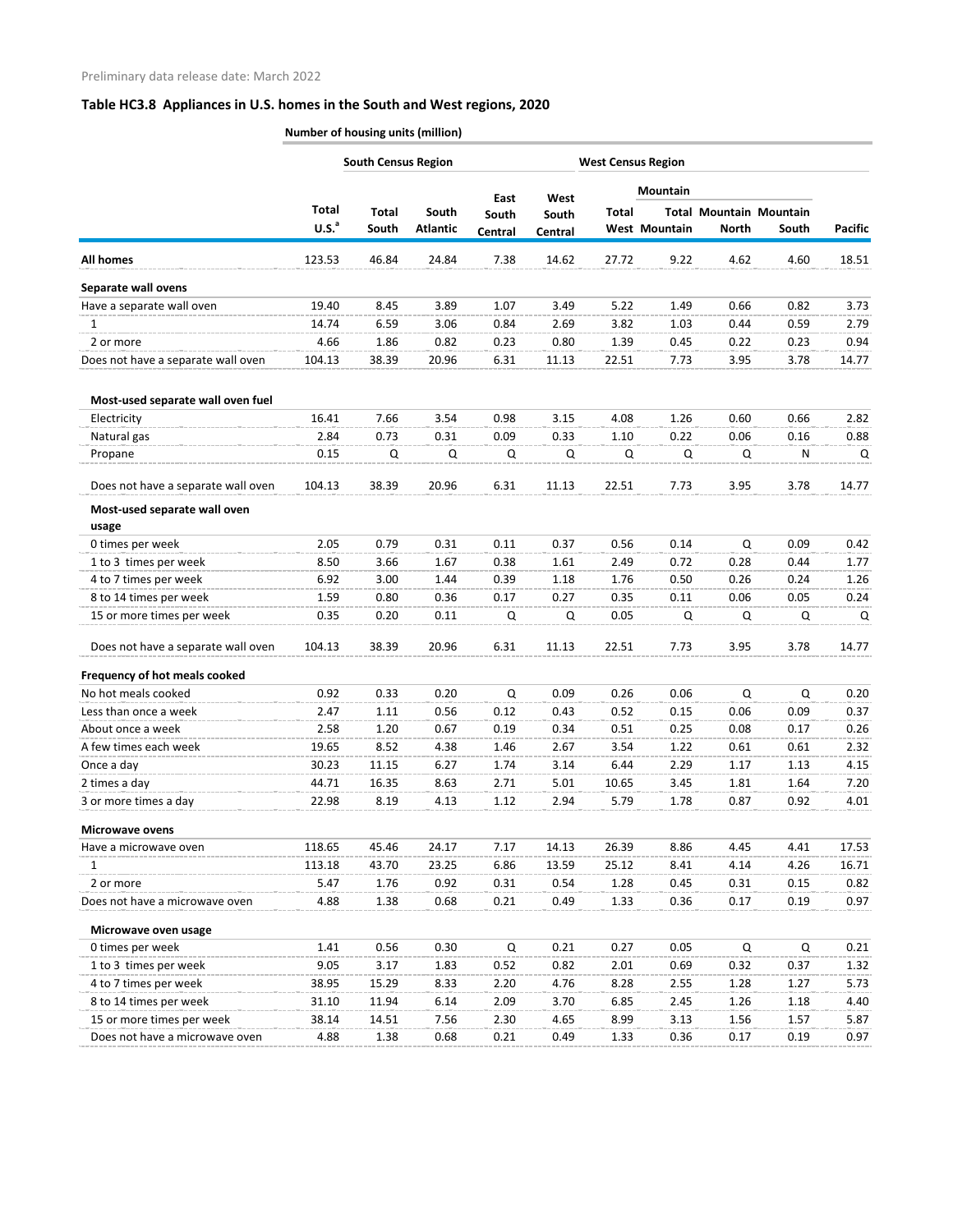Preliminary data release date: March 2022

## Table HC3.8 Appliances in U.S. homes in the South and West regions, 2020

Number of housing units (million)

| | | South Census Region | | | | West Census Region | | | | | |
|---|---|---|---|---|---|---|---|---|---|---|---|
| | | | | | | | Mountain | | | | |
| | Total U.S.[a] | Total South | South Atlantic | East South Central | West South Central | Total West | Total Mountain | Mountain North | Mountain South | Pacific |
| **All homes** | 123.53 | 46.84 | 24.84 | 7.38 | 14.62 | 27.72 | 9.22 | 4.62 | 4.60 | 18.51 |
| **Separate wall ovens** | | | | | | | | | | |
| Have a separate wall oven | 19.40 | 8.45 | 3.89 | 1.07 | 3.49 | 5.22 | 1.49 | 0.66 | 0.82 | 3.73 |
| 1 | 14.74 | 6.59 | 3.06 | 0.84 | 2.69 | 3.82 | 1.03 | 0.44 | 0.59 | 2.79 |
| 2 or more | 4.66 | 1.86 | 0.82 | 0.23 | 0.80 | 1.39 | 0.45 | 0.22 | 0.23 | 0.94 |
| Does not have a separate wall oven | 104.13 | 38.39 | 20.96 | 6.31 | 11.13 | 22.51 | 7.73 | 3.95 | 3.78 | 14.77 |
| **Most-used separate wall oven fuel** | | | | | | | | | | |
| Electricity | 16.41 | 7.66 | 3.54 | 0.98 | 3.15 | 4.08 | 1.26 | 0.60 | 0.66 | 2.82 |
| Natural gas | 2.84 | 0.73 | 0.31 | 0.09 | 0.33 | 1.10 | 0.22 | 0.06 | 0.16 | 0.88 |
| Propane | 0.15 | Q | Q | Q | Q | Q | Q | Q | N | Q |
| Does not have a separate wall oven | 104.13 | 38.39 | 20.96 | 6.31 | 11.13 | 22.51 | 7.73 | 3.95 | 3.78 | 14.77 |
| **Most-used separate wall oven usage** | | | | | | | | | | |
| 0 times per week | 2.05 | 0.79 | 0.31 | 0.11 | 0.37 | 0.56 | 0.14 | Q | 0.09 | 0.42 |
| 1 to 3 times per week | 8.50 | 3.66 | 1.67 | 0.38 | 1.61 | 2.49 | 0.72 | 0.28 | 0.44 | 1.77 |
| 4 to 7 times per week | 6.92 | 3.00 | 1.44 | 0.39 | 1.18 | 1.76 | 0.50 | 0.26 | 0.24 | 1.26 |
| 8 to 14 times per week | 1.59 | 0.80 | 0.36 | 0.17 | 0.27 | 0.35 | 0.11 | 0.06 | 0.05 | 0.24 |
| 15 or more times per week | 0.35 | 0.20 | 0.11 | Q | Q | 0.05 | Q | Q | Q | Q |
| Does not have a separate wall oven | 104.13 | 38.39 | 20.96 | 6.31 | 11.13 | 22.51 | 7.73 | 3.95 | 3.78 | 14.77 |
| **Frequency of hot meals cooked** | | | | | | | | | | |
| No hot meals cooked | 0.92 | 0.33 | 0.20 | Q | 0.09 | 0.26 | 0.06 | Q | Q | 0.20 |
| Less than once a week | 2.47 | 1.11 | 0.56 | 0.12 | 0.43 | 0.52 | 0.15 | 0.06 | 0.09 | 0.37 |
| About once a week | 2.58 | 1.20 | 0.67 | 0.19 | 0.34 | 0.51 | 0.25 | 0.08 | 0.17 | 0.26 |
| A few times each week | 19.65 | 8.52 | 4.38 | 1.46 | 2.67 | 3.54 | 1.22 | 0.61 | 0.61 | 2.32 |
| Once a day | 30.23 | 11.15 | 6.27 | 1.74 | 3.14 | 6.44 | 2.29 | 1.17 | 1.13 | 4.15 |
| 2 times a day | 44.71 | 16.35 | 8.63 | 2.71 | 5.01 | 10.65 | 3.45 | 1.81 | 1.64 | 7.20 |
| 3 or more times a day | 22.98 | 8.19 | 4.13 | 1.12 | 2.94 | 5.79 | 1.78 | 0.87 | 0.92 | 4.01 |
| **Microwave ovens** | | | | | | | | | | |
| Have a microwave oven | 118.65 | 45.46 | 24.17 | 7.17 | 14.13 | 26.39 | 8.86 | 4.45 | 4.41 | 17.53 |
| 1 | 113.18 | 43.70 | 23.25 | 6.86 | 13.59 | 25.12 | 8.41 | 4.14 | 4.26 | 16.71 |
| 2 or more | 5.47 | 1.76 | 0.92 | 0.31 | 0.54 | 1.28 | 0.45 | 0.31 | 0.15 | 0.82 |
| Does not have a microwave oven | 4.88 | 1.38 | 0.68 | 0.21 | 0.49 | 1.33 | 0.36 | 0.17 | 0.19 | 0.97 |
| **Microwave oven usage** | | | | | | | | | | |
| 0 times per week | 1.41 | 0.56 | 0.30 | Q | 0.21 | 0.27 | 0.05 | Q | Q | 0.21 |
| 1 to 3 times per week | 9.05 | 3.17 | 1.83 | 0.52 | 0.82 | 2.01 | 0.69 | 0.32 | 0.37 | 1.32 |
| 4 to 7 times per week | 38.95 | 15.29 | 8.33 | 2.20 | 4.76 | 8.28 | 2.55 | 1.28 | 1.27 | 5.73 |
| 8 to 14 times per week | 31.10 | 11.94 | 6.14 | 2.09 | 3.70 | 6.85 | 2.45 | 1.26 | 1.18 | 4.40 |
| 15 or more times per week | 38.14 | 14.51 | 7.56 | 2.30 | 4.65 | 8.99 | 3.13 | 1.56 | 1.57 | 5.87 |
| Does not have a microwave oven | 4.88 | 1.38 | 0.68 | 0.21 | 0.49 | 1.33 | 0.36 | 0.17 | 0.19 | 0.97 |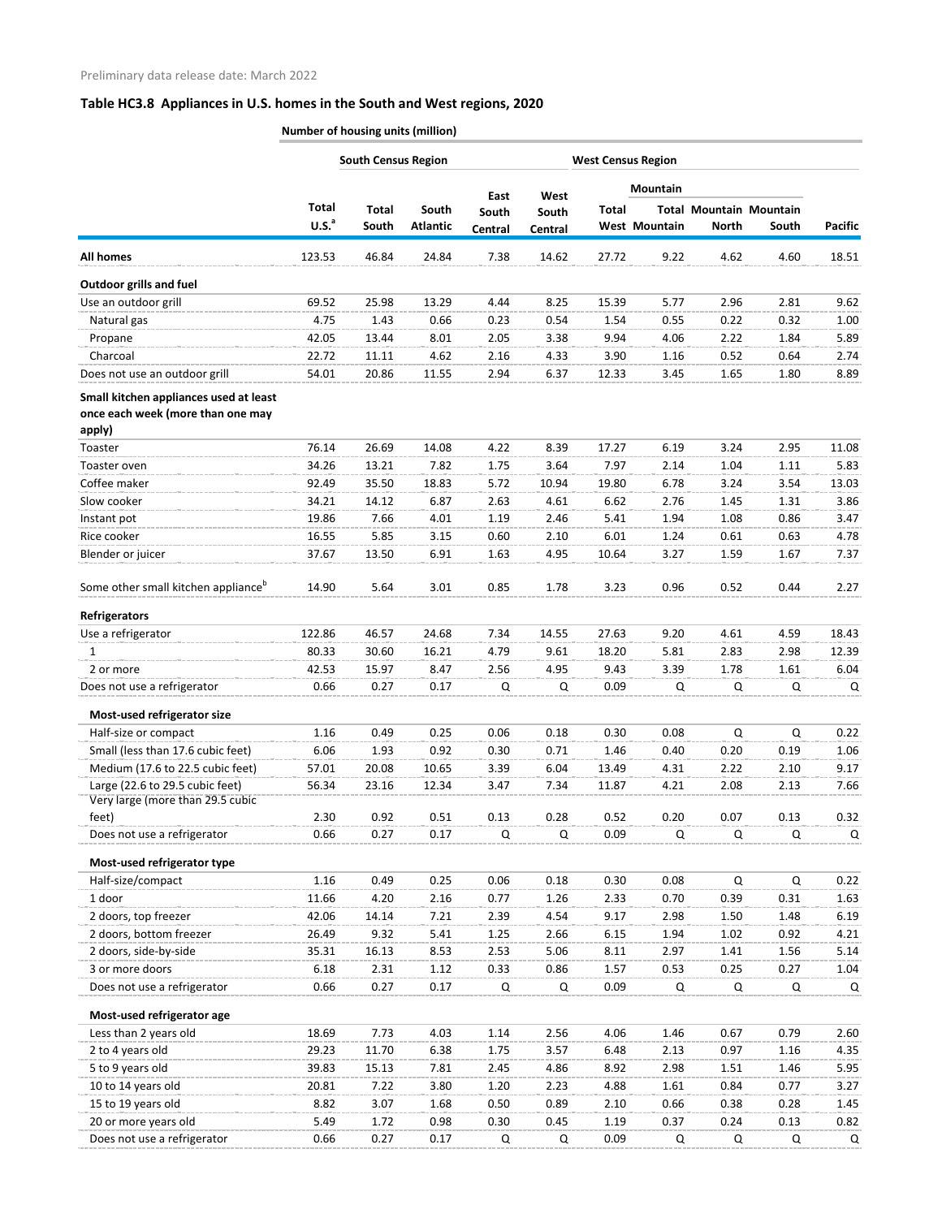Preliminary data release date: March 2022

### Table HC3.8 Appliances in U.S. homes in the South and West regions, 2020

Number of housing units (million)

| | | South Census Region | | | | West Census Region | | | | |
|---|---|---|---|---|---|---|---|---|---|---|
| | | | | | | | Mountain | | | |
| | Total U.S.[a] | Total South | South Atlantic | East South Central | West South Central | Total West | Total Mountain | Mountain North | Mountain South | Pacific |
| **All homes** | 123.53 | 46.84 | 24.84 | 7.38 | 14.62 | 27.72 | 9.22 | 4.62 | 4.60 | 18.51 |
| **Outdoor grills and fuel** | | | | | | | | | | |
| Use an outdoor grill | 69.52 | 25.98 | 13.29 | 4.44 | 8.25 | 15.39 | 5.77 | 2.96 | 2.81 | 9.62 |
| Natural gas | 4.75 | 1.43 | 0.66 | 0.23 | 0.54 | 1.54 | 0.55 | 0.22 | 0.32 | 1.00 |
| Propane | 42.05 | 13.44 | 8.01 | 2.05 | 3.38 | 9.94 | 4.06 | 2.22 | 1.84 | 5.89 |
| Charcoal | 22.72 | 11.11 | 4.62 | 2.16 | 4.33 | 3.90 | 1.16 | 0.52 | 0.64 | 2.74 |
| Does not use an outdoor grill | 54.01 | 20.86 | 11.55 | 2.94 | 6.37 | 12.33 | 3.45 | 1.65 | 1.80 | 8.89 |
| **Small kitchen appliances used at least once each week (more than one may apply)** | | | | | | | | | | |
| Toaster | 76.14 | 26.69 | 14.08 | 4.22 | 8.39 | 17.27 | 6.19 | 3.24 | 2.95 | 11.08 |
| Toaster oven | 34.26 | 13.21 | 7.82 | 1.75 | 3.64 | 7.97 | 2.14 | 1.04 | 1.11 | 5.83 |
| Coffee maker | 92.49 | 35.50 | 18.83 | 5.72 | 10.94 | 19.80 | 6.78 | 3.24 | 3.54 | 13.03 |
| Slow cooker | 34.21 | 14.12 | 6.87 | 2.63 | 4.61 | 6.62 | 2.76 | 1.45 | 1.31 | 3.86 |
| Instant pot | 19.86 | 7.66 | 4.01 | 1.19 | 2.46 | 5.41 | 1.94 | 1.08 | 0.86 | 3.47 |
| Rice cooker | 16.55 | 5.85 | 3.15 | 0.60 | 2.10 | 6.01 | 1.24 | 0.61 | 0.63 | 4.78 |
| Blender or juicer | 37.67 | 13.50 | 6.91 | 1.63 | 4.95 | 10.64 | 3.27 | 1.59 | 1.67 | 7.37 |
| Some other small kitchen appliance[b] | 14.90 | 5.64 | 3.01 | 0.85 | 1.78 | 3.23 | 0.96 | 0.52 | 0.44 | 2.27 |
| **Refrigerators** | | | | | | | | | | |
| Use a refrigerator | 122.86 | 46.57 | 24.68 | 7.34 | 14.55 | 27.63 | 9.20 | 4.61 | 4.59 | 18.43 |
| 1 | 80.33 | 30.60 | 16.21 | 4.79 | 9.61 | 18.20 | 5.81 | 2.83 | 2.98 | 12.39 |
| 2 or more | 42.53 | 15.97 | 8.47 | 2.56 | 4.95 | 9.43 | 3.39 | 1.78 | 1.61 | 6.04 |
| Does not use a refrigerator | 0.66 | 0.27 | 0.17 | Q | Q | 0.09 | Q | Q | Q | Q |
| **Most-used refrigerator size** | | | | | | | | | | |
| Half-size or compact | 1.16 | 0.49 | 0.25 | 0.06 | 0.18 | 0.30 | 0.08 | Q | Q | 0.22 |
| Small (less than 17.6 cubic feet) | 6.06 | 1.93 | 0.92 | 0.30 | 0.71 | 1.46 | 0.40 | 0.20 | 0.19 | 1.06 |
| Medium (17.6 to 22.5 cubic feet) | 57.01 | 20.08 | 10.65 | 3.39 | 6.04 | 13.49 | 4.31 | 2.22 | 2.10 | 9.17 |
| Large (22.6 to 29.5 cubic feet) | 56.34 | 23.16 | 12.34 | 3.47 | 7.34 | 11.87 | 4.21 | 2.08 | 2.13 | 7.66 |
| Very large (more than 29.5 cubic feet) | 2.30 | 0.92 | 0.51 | 0.13 | 0.28 | 0.52 | 0.20 | 0.07 | 0.13 | 0.32 |
| Does not use a refrigerator | 0.66 | 0.27 | 0.17 | Q | Q | 0.09 | Q | Q | Q | Q |
| **Most-used refrigerator type** | | | | | | | | | | |
| Half-size/compact | 1.16 | 0.49 | 0.25 | 0.06 | 0.18 | 0.30 | 0.08 | Q | Q | 0.22 |
| 1 door | 11.66 | 4.20 | 2.16 | 0.77 | 1.26 | 2.33 | 0.70 | 0.39 | 0.31 | 1.63 |
| 2 doors, top freezer | 42.06 | 14.14 | 7.21 | 2.39 | 4.54 | 9.17 | 2.98 | 1.50 | 1.48 | 6.19 |
| 2 doors, bottom freezer | 26.49 | 9.32 | 5.41 | 1.25 | 2.66 | 6.15 | 1.94 | 1.02 | 0.92 | 4.21 |
| 2 doors, side-by-side | 35.31 | 16.13 | 8.53 | 2.53 | 5.06 | 8.11 | 2.97 | 1.41 | 1.56 | 5.14 |
| 3 or more doors | 6.18 | 2.31 | 1.12 | 0.33 | 0.86 | 1.57 | 0.53 | 0.25 | 0.27 | 1.04 |
| Does not use a refrigerator | 0.66 | 0.27 | 0.17 | Q | Q | 0.09 | Q | Q | Q | Q |
| **Most-used refrigerator age** | | | | | | | | | | |
| Less than 2 years old | 18.69 | 7.73 | 4.03 | 1.14 | 2.56 | 4.06 | 1.46 | 0.67 | 0.79 | 2.60 |
| 2 to 4 years old | 29.23 | 11.70 | 6.38 | 1.75 | 3.57 | 6.48 | 2.13 | 0.97 | 1.16 | 4.35 |
| 5 to 9 years old | 39.83 | 15.13 | 7.81 | 2.45 | 4.86 | 8.92 | 2.98 | 1.51 | 1.46 | 5.95 |
| 10 to 14 years old | 20.81 | 7.22 | 3.80 | 1.20 | 2.23 | 4.88 | 1.61 | 0.84 | 0.77 | 3.27 |
| 15 to 19 years old | 8.82 | 3.07 | 1.68 | 0.50 | 0.89 | 2.10 | 0.66 | 0.38 | 0.28 | 1.45 |
| 20 or more years old | 5.49 | 1.72 | 0.98 | 0.30 | 0.45 | 1.19 | 0.37 | 0.24 | 0.13 | 0.82 |
| Does not use a refrigerator | 0.66 | 0.27 | 0.17 | Q | Q | 0.09 | Q | Q | Q | Q |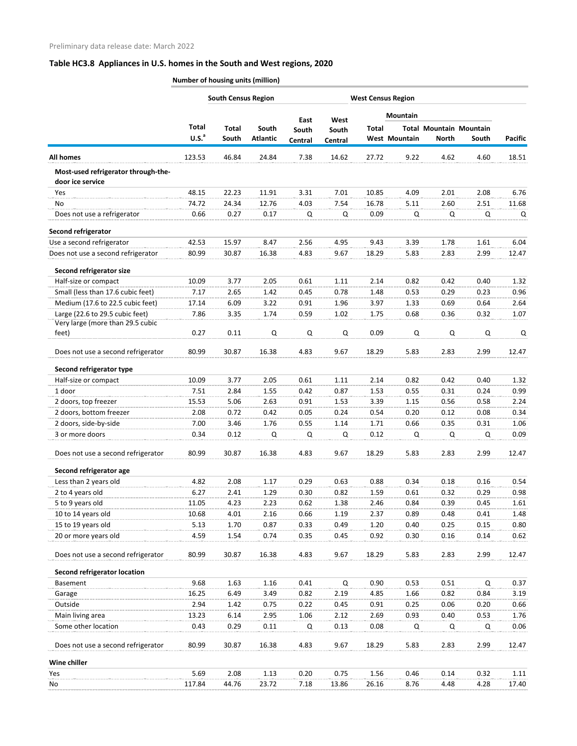Preliminary data release date: March 2022

## Table HC3.8 Appliances in U.S. homes in the South and West regions, 2020

Number of housing units (million)

| | | South Census Region | | | | West Census Region | | | | |
|---|---|---|---|---|---|---|---|---|---|---|
| | | | | | | | Mountain | | | |
| | Total U.S.[a] | Total South | South Atlantic | East South Central | West South Central | Total West | Total Mountain | Mountain North | Mountain South | Pacific |
| **All homes** | 123.53 | 46.84 | 24.84 | 7.38 | 14.62 | 27.72 | 9.22 | 4.62 | 4.60 | 18.51 |
| **Most-used refrigerator through-the-door ice service** | | | | | | | | | | |
| Yes | 48.15 | 22.23 | 11.91 | 3.31 | 7.01 | 10.85 | 4.09 | 2.01 | 2.08 | 6.76 |
| No | 74.72 | 24.34 | 12.76 | 4.03 | 7.54 | 16.78 | 5.11 | 2.60 | 2.51 | 11.68 |
| Does not use a refrigerator | 0.66 | 0.27 | 0.17 | Q | Q | 0.09 | Q | Q | Q | Q |
| **Second refrigerator** | | | | | | | | | | |
| Use a second refrigerator | 42.53 | 15.97 | 8.47 | 2.56 | 4.95 | 9.43 | 3.39 | 1.78 | 1.61 | 6.04 |
| Does not use a second refrigerator | 80.99 | 30.87 | 16.38 | 4.83 | 9.67 | 18.29 | 5.83 | 2.83 | 2.99 | 12.47 |
| **Second refrigerator size** | | | | | | | | | | |
| Half-size or compact | 10.09 | 3.77 | 2.05 | 0.61 | 1.11 | 2.14 | 0.82 | 0.42 | 0.40 | 1.32 |
| Small (less than 17.6 cubic feet) | 7.17 | 2.65 | 1.42 | 0.45 | 0.78 | 1.48 | 0.53 | 0.29 | 0.23 | 0.96 |
| Medium (17.6 to 22.5 cubic feet) | 17.14 | 6.09 | 3.22 | 0.91 | 1.96 | 3.97 | 1.33 | 0.69 | 0.64 | 2.64 |
| Large (22.6 to 29.5 cubic feet) | 7.86 | 3.35 | 1.74 | 0.59 | 1.02 | 1.75 | 0.68 | 0.36 | 0.32 | 1.07 |
| Very large (more than 29.5 cubic feet) | 0.27 | 0.11 | Q | Q | Q | 0.09 | Q | Q | Q | Q |
| Does not use a second refrigerator | 80.99 | 30.87 | 16.38 | 4.83 | 9.67 | 18.29 | 5.83 | 2.83 | 2.99 | 12.47 |
| **Second refrigerator type** | | | | | | | | | | |
| Half-size or compact | 10.09 | 3.77 | 2.05 | 0.61 | 1.11 | 2.14 | 0.82 | 0.42 | 0.40 | 1.32 |
| 1 door | 7.51 | 2.84 | 1.55 | 0.42 | 0.87 | 1.53 | 0.55 | 0.31 | 0.24 | 0.99 |
| 2 doors, top freezer | 15.53 | 5.06 | 2.63 | 0.91 | 1.53 | 3.39 | 1.15 | 0.56 | 0.58 | 2.24 |
| 2 doors, bottom freezer | 2.08 | 0.72 | 0.42 | 0.05 | 0.24 | 0.54 | 0.20 | 0.12 | 0.08 | 0.34 |
| 2 doors, side-by-side | 7.00 | 3.46 | 1.76 | 0.55 | 1.14 | 1.71 | 0.66 | 0.35 | 0.31 | 1.06 |
| 3 or more doors | 0.34 | 0.12 | Q | Q | Q | 0.12 | Q | Q | Q | 0.09 |
| Does not use a second refrigerator | 80.99 | 30.87 | 16.38 | 4.83 | 9.67 | 18.29 | 5.83 | 2.83 | 2.99 | 12.47 |
| **Second refrigerator age** | | | | | | | | | | |
| Less than 2 years old | 4.82 | 2.08 | 1.17 | 0.29 | 0.63 | 0.88 | 0.34 | 0.18 | 0.16 | 0.54 |
| 2 to 4 years old | 6.27 | 2.41 | 1.29 | 0.30 | 0.82 | 1.59 | 0.61 | 0.32 | 0.29 | 0.98 |
| 5 to 9 years old | 11.05 | 4.23 | 2.23 | 0.62 | 1.38 | 2.46 | 0.84 | 0.39 | 0.45 | 1.61 |
| 10 to 14 years old | 10.68 | 4.01 | 2.16 | 0.66 | 1.19 | 2.37 | 0.89 | 0.48 | 0.41 | 1.48 |
| 15 to 19 years old | 5.13 | 1.70 | 0.87 | 0.33 | 0.49 | 1.20 | 0.40 | 0.25 | 0.15 | 0.80 |
| 20 or more years old | 4.59 | 1.54 | 0.74 | 0.35 | 0.45 | 0.92 | 0.30 | 0.16 | 0.14 | 0.62 |
| Does not use a second refrigerator | 80.99 | 30.87 | 16.38 | 4.83 | 9.67 | 18.29 | 5.83 | 2.83 | 2.99 | 12.47 |
| **Second refrigerator location** | | | | | | | | | | |
| Basement | 9.68 | 1.63 | 1.16 | 0.41 | Q | 0.90 | 0.53 | 0.51 | Q | 0.37 |
| Garage | 16.25 | 6.49 | 3.49 | 0.82 | 2.19 | 4.85 | 1.66 | 0.82 | 0.84 | 3.19 |
| Outside | 2.94 | 1.42 | 0.75 | 0.22 | 0.45 | 0.91 | 0.25 | 0.06 | 0.20 | 0.66 |
| Main living area | 13.23 | 6.14 | 2.95 | 1.06 | 2.12 | 2.69 | 0.93 | 0.40 | 0.53 | 1.76 |
| Some other location | 0.43 | 0.29 | 0.11 | Q | 0.13 | 0.08 | Q | Q | Q | 0.06 |
| Does not use a second refrigerator | 80.99 | 30.87 | 16.38 | 4.83 | 9.67 | 18.29 | 5.83 | 2.83 | 2.99 | 12.47 |
| **Wine chiller** | | | | | | | | | | |
| Yes | 5.69 | 2.08 | 1.13 | 0.20 | 0.75 | 1.56 | 0.46 | 0.14 | 0.32 | 1.11 |
| No | 117.84 | 44.76 | 23.72 | 7.18 | 13.86 | 26.16 | 8.76 | 4.48 | 4.28 | 17.40 |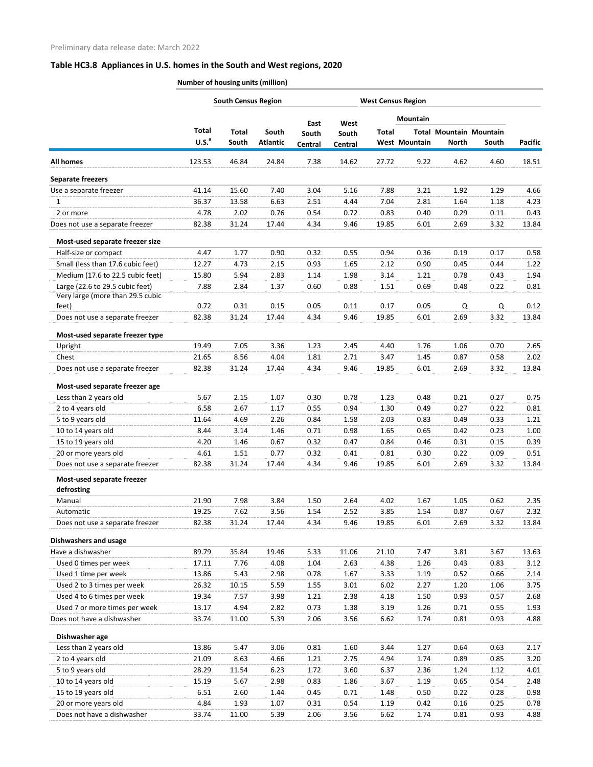Preliminary data release date: March 2022

### Table HC3.8 Appliances in U.S. homes in the South and West regions, 2020

Number of housing units (million)

| | | South Census Region | | | | West Census Region | | | | |
|---|---|---|---|---|---|---|---|---|---|---|
| | | | | | | | Mountain | | | |
| | Total U.S.[a] | Total South | South Atlantic | East South Central | West South Central | Total West | Total Mountain | Mountain North | Mountain South | Pacific |
| **All homes** | 123.53 | 46.84 | 24.84 | 7.38 | 14.62 | 27.72 | 9.22 | 4.62 | 4.60 | 18.51 |
| **Separate freezers** | | | | | | | | | | |
| Use a separate freezer | 41.14 | 15.60 | 7.40 | 3.04 | 5.16 | 7.88 | 3.21 | 1.92 | 1.29 | 4.66 |
| 1 | 36.37 | 13.58 | 6.63 | 2.51 | 4.44 | 7.04 | 2.81 | 1.64 | 1.18 | 4.23 |
| 2 or more | 4.78 | 2.02 | 0.76 | 0.54 | 0.72 | 0.83 | 0.40 | 0.29 | 0.11 | 0.43 |
| Does not use a separate freezer | 82.38 | 31.24 | 17.44 | 4.34 | 9.46 | 19.85 | 6.01 | 2.69 | 3.32 | 13.84 |
| **Most-used separate freezer size** | | | | | | | | | | |
| Half-size or compact | 4.47 | 1.77 | 0.90 | 0.32 | 0.55 | 0.94 | 0.36 | 0.19 | 0.17 | 0.58 |
| Small (less than 17.6 cubic feet) | 12.27 | 4.73 | 2.15 | 0.93 | 1.65 | 2.12 | 0.90 | 0.45 | 0.44 | 1.22 |
| Medium (17.6 to 22.5 cubic feet) | 15.80 | 5.94 | 2.83 | 1.14 | 1.98 | 3.14 | 1.21 | 0.78 | 0.43 | 1.94 |
| Large (22.6 to 29.5 cubic feet) | 7.88 | 2.84 | 1.37 | 0.60 | 0.88 | 1.51 | 0.69 | 0.48 | 0.22 | 0.81 |
| Very large (more than 29.5 cubic feet) | 0.72 | 0.31 | 0.15 | 0.05 | 0.11 | 0.17 | 0.05 | Q | Q | 0.12 |
| Does not use a separate freezer | 82.38 | 31.24 | 17.44 | 4.34 | 9.46 | 19.85 | 6.01 | 2.69 | 3.32 | 13.84 |
| **Most-used separate freezer type** | | | | | | | | | | |
| Upright | 19.49 | 7.05 | 3.36 | 1.23 | 2.45 | 4.40 | 1.76 | 1.06 | 0.70 | 2.65 |
| Chest | 21.65 | 8.56 | 4.04 | 1.81 | 2.71 | 3.47 | 1.45 | 0.87 | 0.58 | 2.02 |
| Does not use a separate freezer | 82.38 | 31.24 | 17.44 | 4.34 | 9.46 | 19.85 | 6.01 | 2.69 | 3.32 | 13.84 |
| **Most-used separate freezer age** | | | | | | | | | | |
| Less than 2 years old | 5.67 | 2.15 | 1.07 | 0.30 | 0.78 | 1.23 | 0.48 | 0.21 | 0.27 | 0.75 |
| 2 to 4 years old | 6.58 | 2.67 | 1.17 | 0.55 | 0.94 | 1.30 | 0.49 | 0.27 | 0.22 | 0.81 |
| 5 to 9 years old | 11.64 | 4.69 | 2.26 | 0.84 | 1.58 | 2.03 | 0.83 | 0.49 | 0.33 | 1.21 |
| 10 to 14 years old | 8.44 | 3.14 | 1.46 | 0.71 | 0.98 | 1.65 | 0.65 | 0.42 | 0.23 | 1.00 |
| 15 to 19 years old | 4.20 | 1.46 | 0.67 | 0.32 | 0.47 | 0.84 | 0.46 | 0.31 | 0.15 | 0.39 |
| 20 or more years old | 4.61 | 1.51 | 0.77 | 0.32 | 0.41 | 0.81 | 0.30 | 0.22 | 0.09 | 0.51 |
| Does not use a separate freezer | 82.38 | 31.24 | 17.44 | 4.34 | 9.46 | 19.85 | 6.01 | 2.69 | 3.32 | 13.84 |
| **Most-used separate freezer defrosting** | | | | | | | | | | |
| Manual | 21.90 | 7.98 | 3.84 | 1.50 | 2.64 | 4.02 | 1.67 | 1.05 | 0.62 | 2.35 |
| Automatic | 19.25 | 7.62 | 3.56 | 1.54 | 2.52 | 3.85 | 1.54 | 0.87 | 0.67 | 2.32 |
| Does not use a separate freezer | 82.38 | 31.24 | 17.44 | 4.34 | 9.46 | 19.85 | 6.01 | 2.69 | 3.32 | 13.84 |
| **Dishwashers and usage** | | | | | | | | | | |
| Have a dishwasher | 89.79 | 35.84 | 19.46 | 5.33 | 11.06 | 21.10 | 7.47 | 3.81 | 3.67 | 13.63 |
| Used 0 times per week | 17.11 | 7.76 | 4.08 | 1.04 | 2.63 | 4.38 | 1.26 | 0.43 | 0.83 | 3.12 |
| Used 1 time per week | 13.86 | 5.43 | 2.98 | 0.78 | 1.67 | 3.33 | 1.19 | 0.52 | 0.66 | 2.14 |
| Used 2 to 3 times per week | 26.32 | 10.15 | 5.59 | 1.55 | 3.01 | 6.02 | 2.27 | 1.20 | 1.06 | 3.75 |
| Used 4 to 6 times per week | 19.34 | 7.57 | 3.98 | 1.21 | 2.38 | 4.18 | 1.50 | 0.93 | 0.57 | 2.68 |
| Used 7 or more times per week | 13.17 | 4.94 | 2.82 | 0.73 | 1.38 | 3.19 | 1.26 | 0.71 | 0.55 | 1.93 |
| Does not have a dishwasher | 33.74 | 11.00 | 5.39 | 2.06 | 3.56 | 6.62 | 1.74 | 0.81 | 0.93 | 4.88 |
| **Dishwasher age** | | | | | | | | | | |
| Less than 2 years old | 13.86 | 5.47 | 3.06 | 0.81 | 1.60 | 3.44 | 1.27 | 0.64 | 0.63 | 2.17 |
| 2 to 4 years old | 21.09 | 8.63 | 4.66 | 1.21 | 2.75 | 4.94 | 1.74 | 0.89 | 0.85 | 3.20 |
| 5 to 9 years old | 28.29 | 11.54 | 6.23 | 1.72 | 3.60 | 6.37 | 2.36 | 1.24 | 1.12 | 4.01 |
| 10 to 14 years old | 15.19 | 5.67 | 2.98 | 0.83 | 1.86 | 3.67 | 1.19 | 0.65 | 0.54 | 2.48 |
| 15 to 19 years old | 6.51 | 2.60 | 1.44 | 0.45 | 0.71 | 1.48 | 0.50 | 0.22 | 0.28 | 0.98 |
| 20 or more years old | 4.84 | 1.93 | 1.07 | 0.31 | 0.54 | 1.19 | 0.42 | 0.16 | 0.25 | 0.78 |
| Does not have a dishwasher | 33.74 | 11.00 | 5.39 | 2.06 | 3.56 | 6.62 | 1.74 | 0.81 | 0.93 | 4.88 |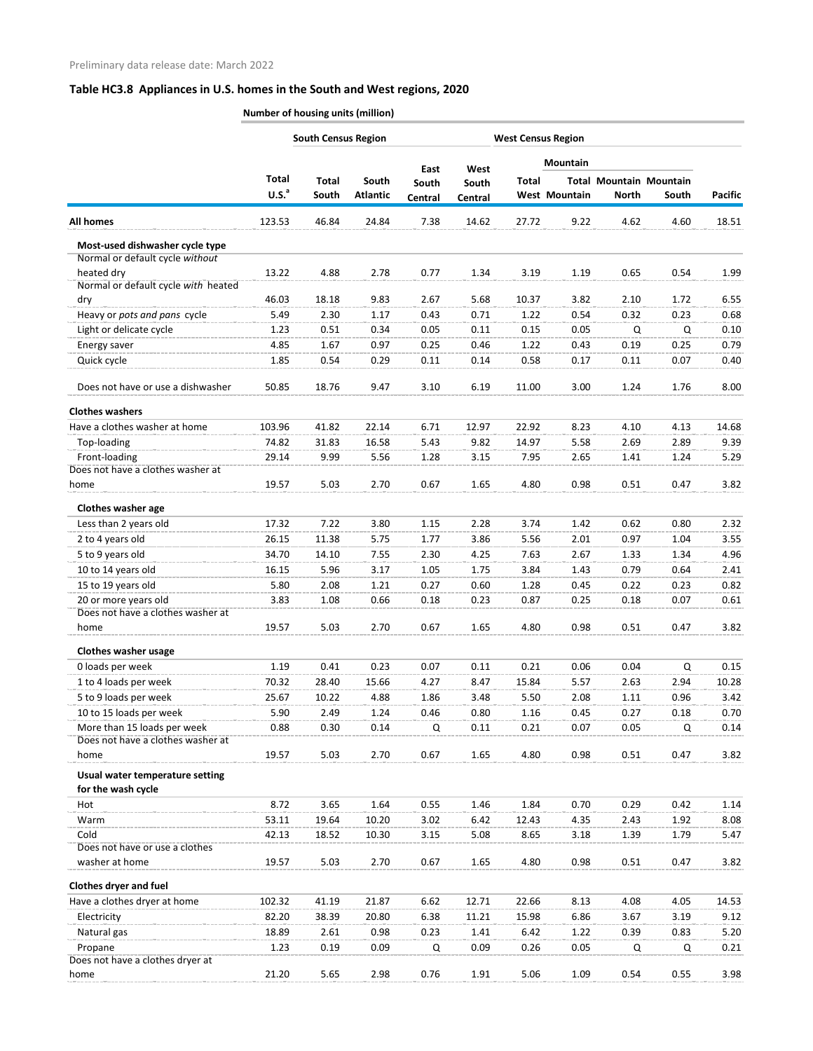Preliminary data release date: March 2022

### Table HC3.8 Appliances in U.S. homes in the South and West regions, 2020

Number of housing units (million)

| | | South Census Region | | | | West Census Region | | | | |
|---|---|---|---|---|---|---|---|---|---|---|
| | | | | | | | Mountain | | | |
| | Total U.S.[a] | Total South | South Atlantic | East South Central | West South Central | Total West | Total Mountain | Mountain North | Mountain South | Pacific |
| **All homes** | 123.53 | 46.84 | 24.84 | 7.38 | 14.62 | 27.72 | 9.22 | 4.62 | 4.60 | 18.51 |
| **Most-used dishwasher cycle type** | | | | | | | | | | |
| Normal or default cycle *without* heated dry | 13.22 | 4.88 | 2.78 | 0.77 | 1.34 | 3.19 | 1.19 | 0.65 | 0.54 | 1.99 |
| Normal or default cycle *with* heated dry | 46.03 | 18.18 | 9.83 | 2.67 | 5.68 | 10.37 | 3.82 | 2.10 | 1.72 | 6.55 |
| Heavy or *pots and pans* cycle | 5.49 | 2.30 | 1.17 | 0.43 | 0.71 | 1.22 | 0.54 | 0.32 | 0.23 | 0.68 |
| Light or delicate cycle | 1.23 | 0.51 | 0.34 | 0.05 | 0.11 | 0.15 | 0.05 | Q | Q | 0.10 |
| Energy saver | 4.85 | 1.67 | 0.97 | 0.25 | 0.46 | 1.22 | 0.43 | 0.19 | 0.25 | 0.79 |
| Quick cycle | 1.85 | 0.54 | 0.29 | 0.11 | 0.14 | 0.58 | 0.17 | 0.11 | 0.07 | 0.40 |
| Does not have or use a dishwasher | 50.85 | 18.76 | 9.47 | 3.10 | 6.19 | 11.00 | 3.00 | 1.24 | 1.76 | 8.00 |
| **Clothes washers** | | | | | | | | | | |
| Have a clothes washer at home | 103.96 | 41.82 | 22.14 | 6.71 | 12.97 | 22.92 | 8.23 | 4.10 | 4.13 | 14.68 |
| Top-loading | 74.82 | 31.83 | 16.58 | 5.43 | 9.82 | 14.97 | 5.58 | 2.69 | 2.89 | 9.39 |
| Front-loading | 29.14 | 9.99 | 5.56 | 1.28 | 3.15 | 7.95 | 2.65 | 1.41 | 1.24 | 5.29 |
| Does not have a clothes washer at home | 19.57 | 5.03 | 2.70 | 0.67 | 1.65 | 4.80 | 0.98 | 0.51 | 0.47 | 3.82 |
| **Clothes washer age** | | | | | | | | | | |
| Less than 2 years old | 17.32 | 7.22 | 3.80 | 1.15 | 2.28 | 3.74 | 1.42 | 0.62 | 0.80 | 2.32 |
| 2 to 4 years old | 26.15 | 11.38 | 5.75 | 1.77 | 3.86 | 5.56 | 2.01 | 0.97 | 1.04 | 3.55 |
| 5 to 9 years old | 34.70 | 14.10 | 7.55 | 2.30 | 4.25 | 7.63 | 2.67 | 1.33 | 1.34 | 4.96 |
| 10 to 14 years old | 16.15 | 5.96 | 3.17 | 1.05 | 1.75 | 3.84 | 1.43 | 0.79 | 0.64 | 2.41 |
| 15 to 19 years old | 5.80 | 2.08 | 1.21 | 0.27 | 0.60 | 1.28 | 0.45 | 0.22 | 0.23 | 0.82 |
| 20 or more years old | 3.83 | 1.08 | 0.66 | 0.18 | 0.23 | 0.87 | 0.25 | 0.18 | 0.07 | 0.61 |
| Does not have a clothes washer at home | 19.57 | 5.03 | 2.70 | 0.67 | 1.65 | 4.80 | 0.98 | 0.51 | 0.47 | 3.82 |
| **Clothes washer usage** | | | | | | | | | | |
| 0 loads per week | 1.19 | 0.41 | 0.23 | 0.07 | 0.11 | 0.21 | 0.06 | 0.04 | Q | 0.15 |
| 1 to 4 loads per week | 70.32 | 28.40 | 15.66 | 4.27 | 8.47 | 15.84 | 5.57 | 2.63 | 2.94 | 10.28 |
| 5 to 9 loads per week | 25.67 | 10.22 | 4.88 | 1.86 | 3.48 | 5.50 | 2.08 | 1.11 | 0.96 | 3.42 |
| 10 to 15 loads per week | 5.90 | 2.49 | 1.24 | 0.46 | 0.80 | 1.16 | 0.45 | 0.27 | 0.18 | 0.70 |
| More than 15 loads per week | 0.88 | 0.30 | 0.14 | Q | 0.11 | 0.21 | 0.07 | 0.05 | Q | 0.14 |
| Does not have a clothes washer at home | 19.57 | 5.03 | 2.70 | 0.67 | 1.65 | 4.80 | 0.98 | 0.51 | 0.47 | 3.82 |
| **Usual water temperature setting for the wash cycle** | | | | | | | | | | |
| Hot | 8.72 | 3.65 | 1.64 | 0.55 | 1.46 | 1.84 | 0.70 | 0.29 | 0.42 | 1.14 |
| Warm | 53.11 | 19.64 | 10.20 | 3.02 | 6.42 | 12.43 | 4.35 | 2.43 | 1.92 | 8.08 |
| Cold | 42.13 | 18.52 | 10.30 | 3.15 | 5.08 | 8.65 | 3.18 | 1.39 | 1.79 | 5.47 |
| Does not have or use a clothes washer at home | 19.57 | 5.03 | 2.70 | 0.67 | 1.65 | 4.80 | 0.98 | 0.51 | 0.47 | 3.82 |
| **Clothes dryer and fuel** | | | | | | | | | | |
| Have a clothes dryer at home | 102.32 | 41.19 | 21.87 | 6.62 | 12.71 | 22.66 | 8.13 | 4.08 | 4.05 | 14.53 |
| Electricity | 82.20 | 38.39 | 20.80 | 6.38 | 11.21 | 15.98 | 6.86 | 3.67 | 3.19 | 9.12 |
| Natural gas | 18.89 | 2.61 | 0.98 | 0.23 | 1.41 | 6.42 | 1.22 | 0.39 | 0.83 | 5.20 |
| Propane | 1.23 | 0.19 | 0.09 | Q | 0.09 | 0.26 | 0.05 | Q | Q | 0.21 |
| Does not have a clothes dryer at home | 21.20 | 5.65 | 2.98 | 0.76 | 1.91 | 5.06 | 1.09 | 0.54 | 0.55 | 3.98 |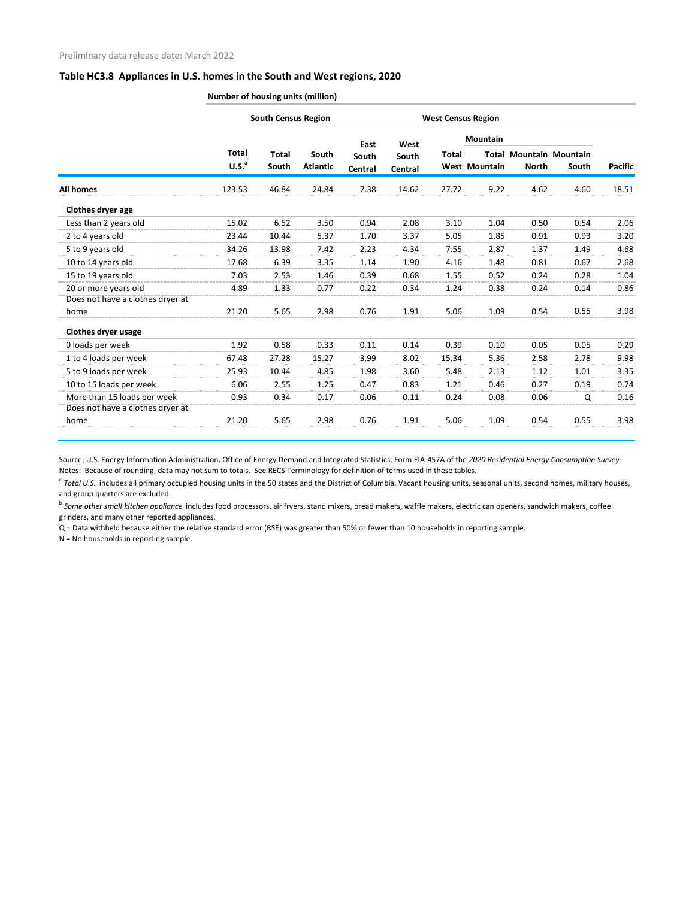Preliminary data release date: March 2022

### Table HC3.8 Appliances in U.S. homes in the South and West regions, 2020

| | Number of housing units (million) | | | | | | | | | |
|---|---|---|---|---|---|---|---|---|---|---|
| | | South Census Region | | | | West Census Region | | | | |
| | | | | | | | Mountain | | | |
| | Total U.S.[a] | Total South | South Atlantic | East South Central | West South Central | Total West | Total Mountain | Mountain North | Mountain South | Pacific |
| **All homes** | 123.53 | 46.84 | 24.84 | 7.38 | 14.62 | 27.72 | 9.22 | 4.62 | 4.60 | 18.51 |
| **Clothes dryer age** | | | | | | | | | | |
| Less than 2 years old | 15.02 | 6.52 | 3.50 | 0.94 | 2.08 | 3.10 | 1.04 | 0.50 | 0.54 | 2.06 |
| 2 to 4 years old | 23.44 | 10.44 | 5.37 | 1.70 | 3.37 | 5.05 | 1.85 | 0.91 | 0.93 | 3.20 |
| 5 to 9 years old | 34.26 | 13.98 | 7.42 | 2.23 | 4.34 | 7.55 | 2.87 | 1.37 | 1.49 | 4.68 |
| 10 to 14 years old | 17.68 | 6.39 | 3.35 | 1.14 | 1.90 | 4.16 | 1.48 | 0.81 | 0.67 | 2.68 |
| 15 to 19 years old | 7.03 | 2.53 | 1.46 | 0.39 | 0.68 | 1.55 | 0.52 | 0.24 | 0.28 | 1.04 |
| 20 or more years old | 4.89 | 1.33 | 0.77 | 0.22 | 0.34 | 1.24 | 0.38 | 0.24 | 0.14 | 0.86 |
| Does not have a clothes dryer at home | 21.20 | 5.65 | 2.98 | 0.76 | 1.91 | 5.06 | 1.09 | 0.54 | 0.55 | 3.98 |
| **Clothes dryer usage** | | | | | | | | | | |
| 0 loads per week | 1.92 | 0.58 | 0.33 | 0.11 | 0.14 | 0.39 | 0.10 | 0.05 | 0.05 | 0.29 |
| 1 to 4 loads per week | 67.48 | 27.28 | 15.27 | 3.99 | 8.02 | 15.34 | 5.36 | 2.58 | 2.78 | 9.98 |
| 5 to 9 loads per week | 25.93 | 10.44 | 4.85 | 1.98 | 3.60 | 5.48 | 2.13 | 1.12 | 1.01 | 3.35 |
| 10 to 15 loads per week | 6.06 | 2.55 | 1.25 | 0.47 | 0.83 | 1.21 | 0.46 | 0.27 | 0.19 | 0.74 |
| More than 15 loads per week | 0.93 | 0.34 | 0.17 | 0.06 | 0.11 | 0.24 | 0.08 | 0.06 | Q | 0.16 |
| Does not have a clothes dryer at home | 21.20 | 5.65 | 2.98 | 0.76 | 1.91 | 5.06 | 1.09 | 0.54 | 0.55 | 3.98 |

Source: U.S. Energy Information Administration, Office of Energy Demand and Integrated Statistics, Form EIA-457A of the *2020 Residential Energy Consumption Survey*
Notes: Because of rounding, data may not sum to totals. See RECS Terminology for definition of terms used in these tables.

[a] *Total U.S.* includes all primary occupied housing units in the 50 states and the District of Columbia. Vacant housing units, seasonal units, second homes, military houses, and group quarters are excluded.

[b] *Some other small kitchen appliance* includes food processors, air fryers, stand mixers, bread makers, waffle makers, electric can openers, sandwich makers, coffee grinders, and many other reported appliances.

Q = Data withheld because either the relative standard error (RSE) was greater than 50% or fewer than 10 households in reporting sample.

N = No households in reporting sample.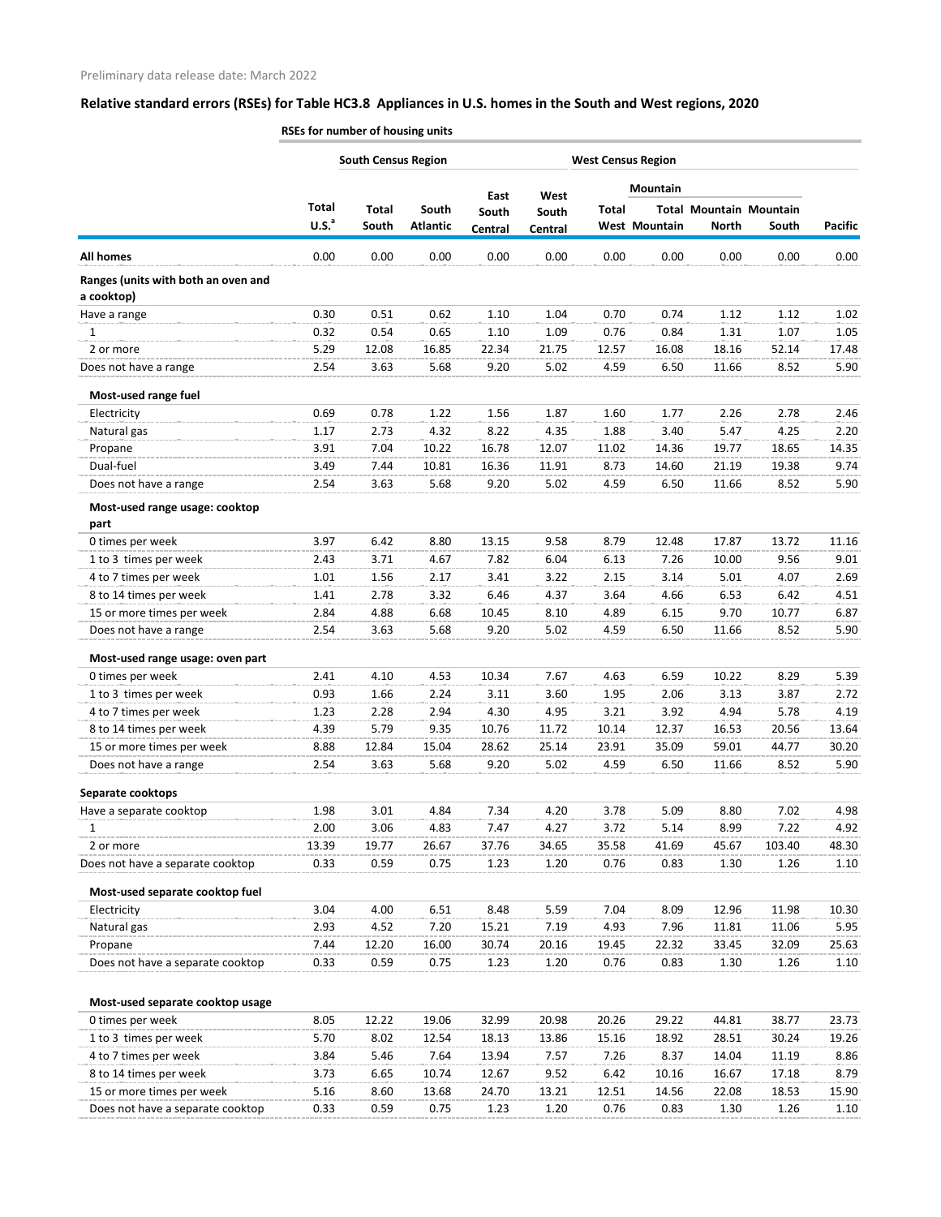Preliminary data release date: March 2022

## Relative standard errors (RSEs) for Table HC3.8 Appliances in U.S. homes in the South and West regions, 2020

| | RSEs for number of housing units | | | | | | | | | |
|---|---|---|---|---|---|---|---|---|---|---|
| | | South Census Region | | | | West Census Region | | | | |
| | | | | | | | Mountain | | | |
| | Total U.S.[a] | Total South | South Atlantic | East South Central | West South Central | Total West | Total Mountain | Mountain North | Mountain South | Pacific |
| **All homes** | 0.00 | 0.00 | 0.00 | 0.00 | 0.00 | 0.00 | 0.00 | 0.00 | 0.00 | 0.00 |
| **Ranges (units with both an oven and a cooktop)** | | | | | | | | | | |
| Have a range | 0.30 | 0.51 | 0.62 | 1.10 | 1.04 | 0.70 | 0.74 | 1.12 | 1.12 | 1.02 |
| 1 | 0.32 | 0.54 | 0.65 | 1.10 | 1.09 | 0.76 | 0.84 | 1.31 | 1.07 | 1.05 |
| 2 or more | 5.29 | 12.08 | 16.85 | 22.34 | 21.75 | 12.57 | 16.08 | 18.16 | 52.14 | 17.48 |
| Does not have a range | 2.54 | 3.63 | 5.68 | 9.20 | 5.02 | 4.59 | 6.50 | 11.66 | 8.52 | 5.90 |
| **Most-used range fuel** | | | | | | | | | | |
| Electricity | 0.69 | 0.78 | 1.22 | 1.56 | 1.87 | 1.60 | 1.77 | 2.26 | 2.78 | 2.46 |
| Natural gas | 1.17 | 2.73 | 4.32 | 8.22 | 4.35 | 1.88 | 3.40 | 5.47 | 4.25 | 2.20 |
| Propane | 3.91 | 7.04 | 10.22 | 16.78 | 12.07 | 11.02 | 14.36 | 19.77 | 18.65 | 14.35 |
| Dual-fuel | 3.49 | 7.44 | 10.81 | 16.36 | 11.91 | 8.73 | 14.60 | 21.19 | 19.38 | 9.74 |
| Does not have a range | 2.54 | 3.63 | 5.68 | 9.20 | 5.02 | 4.59 | 6.50 | 11.66 | 8.52 | 5.90 |
| **Most-used range usage: cooktop part** | | | | | | | | | | |
| 0 times per week | 3.97 | 6.42 | 8.80 | 13.15 | 9.58 | 8.79 | 12.48 | 17.87 | 13.72 | 11.16 |
| 1 to 3 times per week | 2.43 | 3.71 | 4.67 | 7.82 | 6.04 | 6.13 | 7.26 | 10.00 | 9.56 | 9.01 |
| 4 to 7 times per week | 1.01 | 1.56 | 2.17 | 3.41 | 3.22 | 2.15 | 3.14 | 5.01 | 4.07 | 2.69 |
| 8 to 14 times per week | 1.41 | 2.78 | 3.32 | 6.46 | 4.37 | 3.64 | 4.66 | 6.53 | 6.42 | 4.51 |
| 15 or more times per week | 2.84 | 4.88 | 6.68 | 10.45 | 8.10 | 4.89 | 6.15 | 9.70 | 10.77 | 6.87 |
| Does not have a range | 2.54 | 3.63 | 5.68 | 9.20 | 5.02 | 4.59 | 6.50 | 11.66 | 8.52 | 5.90 |
| **Most-used range usage: oven part** | | | | | | | | | | |
| 0 times per week | 2.41 | 4.10 | 4.53 | 10.34 | 7.67 | 4.63 | 6.59 | 10.22 | 8.29 | 5.39 |
| 1 to 3 times per week | 0.93 | 1.66 | 2.24 | 3.11 | 3.60 | 1.95 | 2.06 | 3.13 | 3.87 | 2.72 |
| 4 to 7 times per week | 1.23 | 2.28 | 2.94 | 4.30 | 4.95 | 3.21 | 3.92 | 4.94 | 5.78 | 4.19 |
| 8 to 14 times per week | 4.39 | 5.79 | 9.35 | 10.76 | 11.72 | 10.14 | 12.37 | 16.53 | 20.56 | 13.64 |
| 15 or more times per week | 8.88 | 12.84 | 15.04 | 28.62 | 25.14 | 23.91 | 35.09 | 59.01 | 44.77 | 30.20 |
| Does not have a range | 2.54 | 3.63 | 5.68 | 9.20 | 5.02 | 4.59 | 6.50 | 11.66 | 8.52 | 5.90 |
| **Separate cooktops** | | | | | | | | | | |
| Have a separate cooktop | 1.98 | 3.01 | 4.84 | 7.34 | 4.20 | 3.78 | 5.09 | 8.80 | 7.02 | 4.98 |
| 1 | 2.00 | 3.06 | 4.83 | 7.47 | 4.27 | 3.72 | 5.14 | 8.99 | 7.22 | 4.92 |
| 2 or more | 13.39 | 19.77 | 26.67 | 37.76 | 34.65 | 35.58 | 41.69 | 45.67 | 103.40 | 48.30 |
| Does not have a separate cooktop | 0.33 | 0.59 | 0.75 | 1.23 | 1.20 | 0.76 | 0.83 | 1.30 | 1.26 | 1.10 |
| **Most-used separate cooktop fuel** | | | | | | | | | | |
| Electricity | 3.04 | 4.00 | 6.51 | 8.48 | 5.59 | 7.04 | 8.09 | 12.96 | 11.98 | 10.30 |
| Natural gas | 2.93 | 4.52 | 7.20 | 15.21 | 7.19 | 4.93 | 7.96 | 11.81 | 11.06 | 5.95 |
| Propane | 7.44 | 12.20 | 16.00 | 30.74 | 20.16 | 19.45 | 22.32 | 33.45 | 32.09 | 25.63 |
| Does not have a separate cooktop | 0.33 | 0.59 | 0.75 | 1.23 | 1.20 | 0.76 | 0.83 | 1.30 | 1.26 | 1.10 |
| **Most-used separate cooktop usage** | | | | | | | | | | |
| 0 times per week | 8.05 | 12.22 | 19.06 | 32.99 | 20.98 | 20.26 | 29.22 | 44.81 | 38.77 | 23.73 |
| 1 to 3 times per week | 5.70 | 8.02 | 12.54 | 18.13 | 13.86 | 15.16 | 18.92 | 28.51 | 30.24 | 19.26 |
| 4 to 7 times per week | 3.84 | 5.46 | 7.64 | 13.94 | 7.57 | 7.26 | 8.37 | 14.04 | 11.19 | 8.86 |
| 8 to 14 times per week | 3.73 | 6.65 | 10.74 | 12.67 | 9.52 | 6.42 | 10.16 | 16.67 | 17.18 | 8.79 |
| 15 or more times per week | 5.16 | 8.60 | 13.68 | 24.70 | 13.21 | 12.51 | 14.56 | 22.08 | 18.53 | 15.90 |
| Does not have a separate cooktop | 0.33 | 0.59 | 0.75 | 1.23 | 1.20 | 0.76 | 0.83 | 1.30 | 1.26 | 1.10 |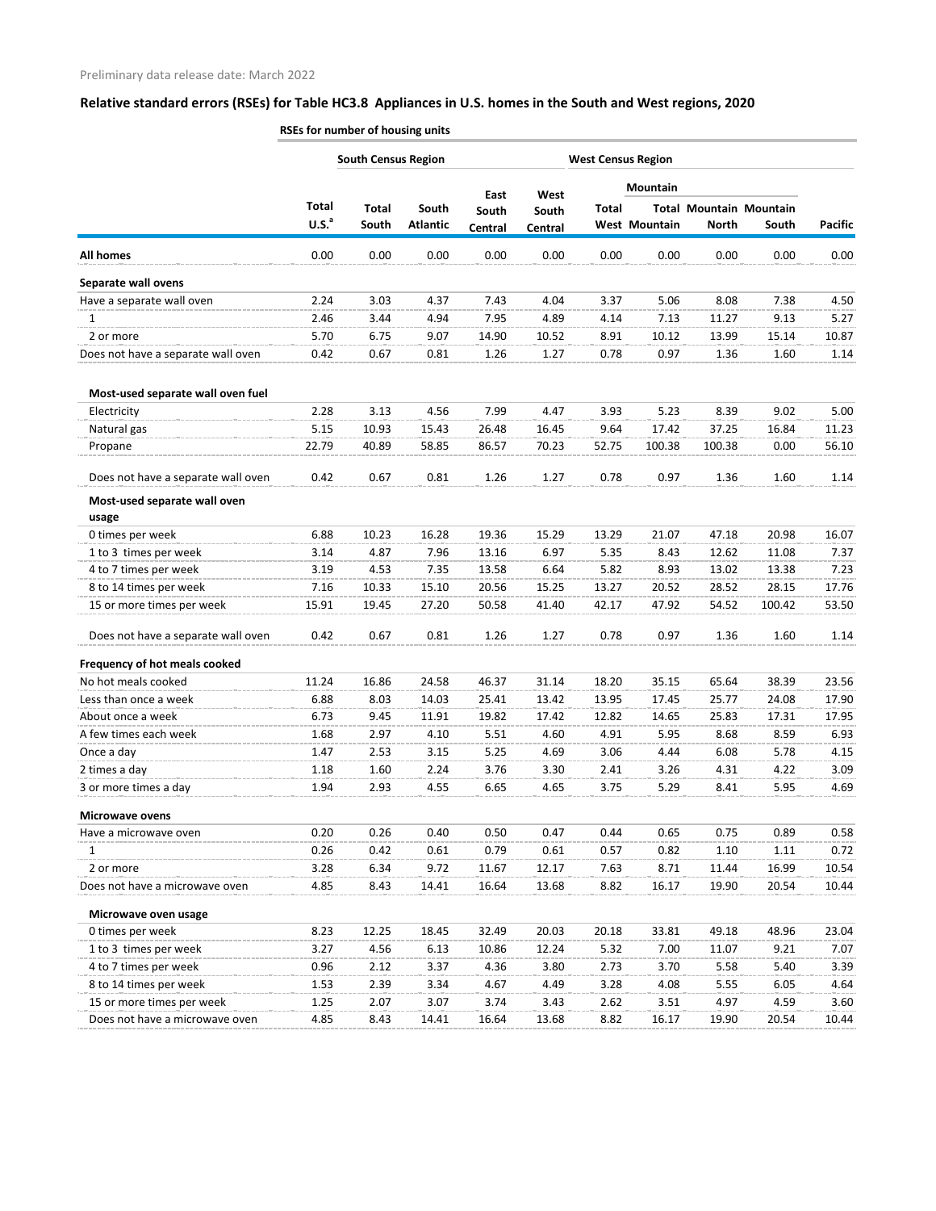Preliminary data release date: March 2022

## Relative standard errors (RSEs) for Table HC3.8 Appliances in U.S. homes in the South and West regions, 2020

RSEs for number of housing units

| | | South Census Region | | | | West Census Region | | | | |
|---|---|---|---|---|---|---|---|---|---|---|
| | | | | | | | Mountain | | | |
| | Total U.S.[a] | Total South | South Atlantic | East South Central | West South Central | Total West | Total Mountain | Mountain North | Mountain South | Pacific |
| **All homes** | 0.00 | 0.00 | 0.00 | 0.00 | 0.00 | 0.00 | 0.00 | 0.00 | 0.00 | 0.00 |
| **Separate wall ovens** | | | | | | | | | | |
| Have a separate wall oven | 2.24 | 3.03 | 4.37 | 7.43 | 4.04 | 3.37 | 5.06 | 8.08 | 7.38 | 4.50 |
| 1 | 2.46 | 3.44 | 4.94 | 7.95 | 4.89 | 4.14 | 7.13 | 11.27 | 9.13 | 5.27 |
| 2 or more | 5.70 | 6.75 | 9.07 | 14.90 | 10.52 | 8.91 | 10.12 | 13.99 | 15.14 | 10.87 |
| Does not have a separate wall oven | 0.42 | 0.67 | 0.81 | 1.26 | 1.27 | 0.78 | 0.97 | 1.36 | 1.60 | 1.14 |
| **Most-used separate wall oven fuel** | | | | | | | | | | |
| Electricity | 2.28 | 3.13 | 4.56 | 7.99 | 4.47 | 3.93 | 5.23 | 8.39 | 9.02 | 5.00 |
| Natural gas | 5.15 | 10.93 | 15.43 | 26.48 | 16.45 | 9.64 | 17.42 | 37.25 | 16.84 | 11.23 |
| Propane | 22.79 | 40.89 | 58.85 | 86.57 | 70.23 | 52.75 | 100.38 | 100.38 | 0.00 | 56.10 |
| Does not have a separate wall oven | 0.42 | 0.67 | 0.81 | 1.26 | 1.27 | 0.78 | 0.97 | 1.36 | 1.60 | 1.14 |
| **Most-used separate wall oven usage** | | | | | | | | | | |
| 0 times per week | 6.88 | 10.23 | 16.28 | 19.36 | 15.29 | 13.29 | 21.07 | 47.18 | 20.98 | 16.07 |
| 1 to 3 times per week | 3.14 | 4.87 | 7.96 | 13.16 | 6.97 | 5.35 | 8.43 | 12.62 | 11.08 | 7.37 |
| 4 to 7 times per week | 3.19 | 4.53 | 7.35 | 13.58 | 6.64 | 5.82 | 8.93 | 13.02 | 13.38 | 7.23 |
| 8 to 14 times per week | 7.16 | 10.33 | 15.10 | 20.56 | 15.25 | 13.27 | 20.52 | 28.52 | 28.15 | 17.76 |
| 15 or more times per week | 15.91 | 19.45 | 27.20 | 50.58 | 41.40 | 42.17 | 47.92 | 54.52 | 100.42 | 53.50 |
| Does not have a separate wall oven | 0.42 | 0.67 | 0.81 | 1.26 | 1.27 | 0.78 | 0.97 | 1.36 | 1.60 | 1.14 |
| **Frequency of hot meals cooked** | | | | | | | | | | |
| No hot meals cooked | 11.24 | 16.86 | 24.58 | 46.37 | 31.14 | 18.20 | 35.15 | 65.64 | 38.39 | 23.56 |
| Less than once a week | 6.88 | 8.03 | 14.03 | 25.41 | 13.42 | 13.95 | 17.45 | 25.77 | 24.08 | 17.90 |
| About once a week | 6.73 | 9.45 | 11.91 | 19.82 | 17.42 | 12.82 | 14.65 | 25.83 | 17.31 | 17.95 |
| A few times each week | 1.68 | 2.97 | 4.10 | 5.51 | 4.60 | 4.91 | 5.95 | 8.68 | 8.59 | 6.93 |
| Once a day | 1.47 | 2.53 | 3.15 | 5.25 | 4.69 | 3.06 | 4.44 | 6.08 | 5.78 | 4.15 |
| 2 times a day | 1.18 | 1.60 | 2.24 | 3.76 | 3.30 | 2.41 | 3.26 | 4.31 | 4.22 | 3.09 |
| 3 or more times a day | 1.94 | 2.93 | 4.55 | 6.65 | 4.65 | 3.75 | 5.29 | 8.41 | 5.95 | 4.69 |
| **Microwave ovens** | | | | | | | | | | |
| Have a microwave oven | 0.20 | 0.26 | 0.40 | 0.50 | 0.47 | 0.44 | 0.65 | 0.75 | 0.89 | 0.58 |
| 1 | 0.26 | 0.42 | 0.61 | 0.79 | 0.61 | 0.57 | 0.82 | 1.10 | 1.11 | 0.72 |
| 2 or more | 3.28 | 6.34 | 9.72 | 11.67 | 12.17 | 7.63 | 8.71 | 11.44 | 16.99 | 10.54 |
| Does not have a microwave oven | 4.85 | 8.43 | 14.41 | 16.64 | 13.68 | 8.82 | 16.17 | 19.90 | 20.54 | 10.44 |
| **Microwave oven usage** | | | | | | | | | | |
| 0 times per week | 8.23 | 12.25 | 18.45 | 32.49 | 20.03 | 20.18 | 33.81 | 49.18 | 48.96 | 23.04 |
| 1 to 3 times per week | 3.27 | 4.56 | 6.13 | 10.86 | 12.24 | 5.32 | 7.00 | 11.07 | 9.21 | 7.07 |
| 4 to 7 times per week | 0.96 | 2.12 | 3.37 | 4.36 | 3.80 | 2.73 | 3.70 | 5.58 | 5.40 | 3.39 |
| 8 to 14 times per week | 1.53 | 2.39 | 3.34 | 4.67 | 4.49 | 3.28 | 4.08 | 5.55 | 6.05 | 4.64 |
| 15 or more times per week | 1.25 | 2.07 | 3.07 | 3.74 | 3.43 | 2.62 | 3.51 | 4.97 | 4.59 | 3.60 |
| Does not have a microwave oven | 4.85 | 8.43 | 14.41 | 16.64 | 13.68 | 8.82 | 16.17 | 19.90 | 20.54 | 10.44 |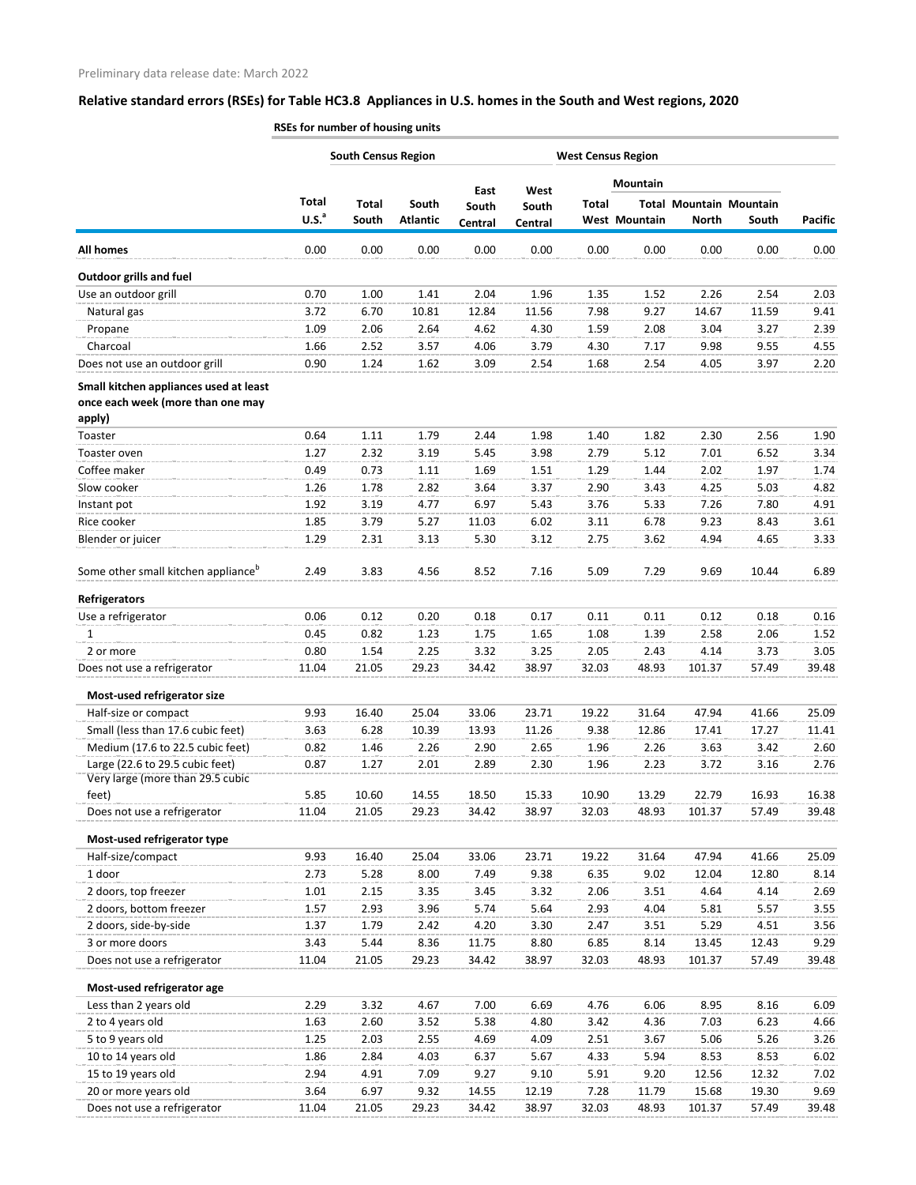Preliminary data release date: March 2022

## Relative standard errors (RSEs) for Table HC3.8 Appliances in U.S. homes in the South and West regions, 2020

| | RSEs for number of housing units | | | | | | | | | |
|---|---|---|---|---|---|---|---|---|---|---|
| | | South Census Region | | | | West Census Region | | | | |
| | | | | | | | Mountain | | | |
| | Total U.S.[a] | Total South | South Atlantic | East South Central | West South Central | Total West | Total Mountain | Mountain North | Mountain South | Pacific |
| **All homes** | 0.00 | 0.00 | 0.00 | 0.00 | 0.00 | 0.00 | 0.00 | 0.00 | 0.00 | 0.00 |
| **Outdoor grills and fuel** | | | | | | | | | | |
| Use an outdoor grill | 0.70 | 1.00 | 1.41 | 2.04 | 1.96 | 1.35 | 1.52 | 2.26 | 2.54 | 2.03 |
| Natural gas | 3.72 | 6.70 | 10.81 | 12.84 | 11.56 | 7.98 | 9.27 | 14.67 | 11.59 | 9.41 |
| Propane | 1.09 | 2.06 | 2.64 | 4.62 | 4.30 | 1.59 | 2.08 | 3.04 | 3.27 | 2.39 |
| Charcoal | 1.66 | 2.52 | 3.57 | 4.06 | 3.79 | 4.30 | 7.17 | 9.98 | 9.55 | 4.55 |
| Does not use an outdoor grill | 0.90 | 1.24 | 1.62 | 3.09 | 2.54 | 1.68 | 2.54 | 4.05 | 3.97 | 2.20 |
| **Small kitchen appliances used at least once each week (more than one may apply)** | | | | | | | | | | |
| Toaster | 0.64 | 1.11 | 1.79 | 2.44 | 1.98 | 1.40 | 1.82 | 2.30 | 2.56 | 1.90 |
| Toaster oven | 1.27 | 2.32 | 3.19 | 5.45 | 3.98 | 2.79 | 5.12 | 7.01 | 6.52 | 3.34 |
| Coffee maker | 0.49 | 0.73 | 1.11 | 1.69 | 1.51 | 1.29 | 1.44 | 2.02 | 1.97 | 1.74 |
| Slow cooker | 1.26 | 1.78 | 2.82 | 3.64 | 3.37 | 2.90 | 3.43 | 4.25 | 5.03 | 4.82 |
| Instant pot | 1.92 | 3.19 | 4.77 | 6.97 | 5.43 | 3.76 | 5.33 | 7.26 | 7.80 | 4.91 |
| Rice cooker | 1.85 | 3.79 | 5.27 | 11.03 | 6.02 | 3.11 | 6.78 | 9.23 | 8.43 | 3.61 |
| Blender or juicer | 1.29 | 2.31 | 3.13 | 5.30 | 3.12 | 2.75 | 3.62 | 4.94 | 4.65 | 3.33 |
| Some other small kitchen appliance[b] | 2.49 | 3.83 | 4.56 | 8.52 | 7.16 | 5.09 | 7.29 | 9.69 | 10.44 | 6.89 |
| **Refrigerators** | | | | | | | | | | |
| Use a refrigerator | 0.06 | 0.12 | 0.20 | 0.18 | 0.17 | 0.11 | 0.11 | 0.12 | 0.18 | 0.16 |
| 1 | 0.45 | 0.82 | 1.23 | 1.75 | 1.65 | 1.08 | 1.39 | 2.58 | 2.06 | 1.52 |
| 2 or more | 0.80 | 1.54 | 2.25 | 3.32 | 3.25 | 2.05 | 2.43 | 4.14 | 3.73 | 3.05 |
| Does not use a refrigerator | 11.04 | 21.05 | 29.23 | 34.42 | 38.97 | 32.03 | 48.93 | 101.37 | 57.49 | 39.48 |
| **Most-used refrigerator size** | | | | | | | | | | |
| Half-size or compact | 9.93 | 16.40 | 25.04 | 33.06 | 23.71 | 19.22 | 31.64 | 47.94 | 41.66 | 25.09 |
| Small (less than 17.6 cubic feet) | 3.63 | 6.28 | 10.39 | 13.93 | 11.26 | 9.38 | 12.86 | 17.41 | 17.27 | 11.41 |
| Medium (17.6 to 22.5 cubic feet) | 0.82 | 1.46 | 2.26 | 2.90 | 2.65 | 1.96 | 2.26 | 3.63 | 3.42 | 2.60 |
| Large (22.6 to 29.5 cubic feet) | 0.87 | 1.27 | 2.01 | 2.89 | 2.30 | 1.96 | 2.23 | 3.72 | 3.16 | 2.76 |
| Very large (more than 29.5 cubic feet) | 5.85 | 10.60 | 14.55 | 18.50 | 15.33 | 10.90 | 13.29 | 22.79 | 16.93 | 16.38 |
| Does not use a refrigerator | 11.04 | 21.05 | 29.23 | 34.42 | 38.97 | 32.03 | 48.93 | 101.37 | 57.49 | 39.48 |
| **Most-used refrigerator type** | | | | | | | | | | |
| Half-size/compact | 9.93 | 16.40 | 25.04 | 33.06 | 23.71 | 19.22 | 31.64 | 47.94 | 41.66 | 25.09 |
| 1 door | 2.73 | 5.28 | 8.00 | 7.49 | 9.38 | 6.35 | 9.02 | 12.04 | 12.80 | 8.14 |
| 2 doors, top freezer | 1.01 | 2.15 | 3.35 | 3.45 | 3.32 | 2.06 | 3.51 | 4.64 | 4.14 | 2.69 |
| 2 doors, bottom freezer | 1.57 | 2.93 | 3.96 | 5.74 | 5.64 | 2.93 | 4.04 | 5.81 | 5.57 | 3.55 |
| 2 doors, side-by-side | 1.37 | 1.79 | 2.42 | 4.20 | 3.30 | 2.47 | 3.51 | 5.29 | 4.51 | 3.56 |
| 3 or more doors | 3.43 | 5.44 | 8.36 | 11.75 | 8.80 | 6.85 | 8.14 | 13.45 | 12.43 | 9.29 |
| Does not use a refrigerator | 11.04 | 21.05 | 29.23 | 34.42 | 38.97 | 32.03 | 48.93 | 101.37 | 57.49 | 39.48 |
| **Most-used refrigerator age** | | | | | | | | | | |
| Less than 2 years old | 2.29 | 3.32 | 4.67 | 7.00 | 6.69 | 4.76 | 6.06 | 8.95 | 8.16 | 6.09 |
| 2 to 4 years old | 1.63 | 2.60 | 3.52 | 5.38 | 4.80 | 3.42 | 4.36 | 7.03 | 6.23 | 4.66 |
| 5 to 9 years old | 1.25 | 2.03 | 2.55 | 4.69 | 4.09 | 2.51 | 3.67 | 5.06 | 5.26 | 3.26 |
| 10 to 14 years old | 1.86 | 2.84 | 4.03 | 6.37 | 5.67 | 4.33 | 5.94 | 8.53 | 8.53 | 6.02 |
| 15 to 19 years old | 2.94 | 4.91 | 7.09 | 9.27 | 9.10 | 5.91 | 9.20 | 12.56 | 12.32 | 7.02 |
| 20 or more years old | 3.64 | 6.97 | 9.32 | 14.55 | 12.19 | 7.28 | 11.79 | 15.68 | 19.30 | 9.69 |
| Does not use a refrigerator | 11.04 | 21.05 | 29.23 | 34.42 | 38.97 | 32.03 | 48.93 | 101.37 | 57.49 | 39.48 |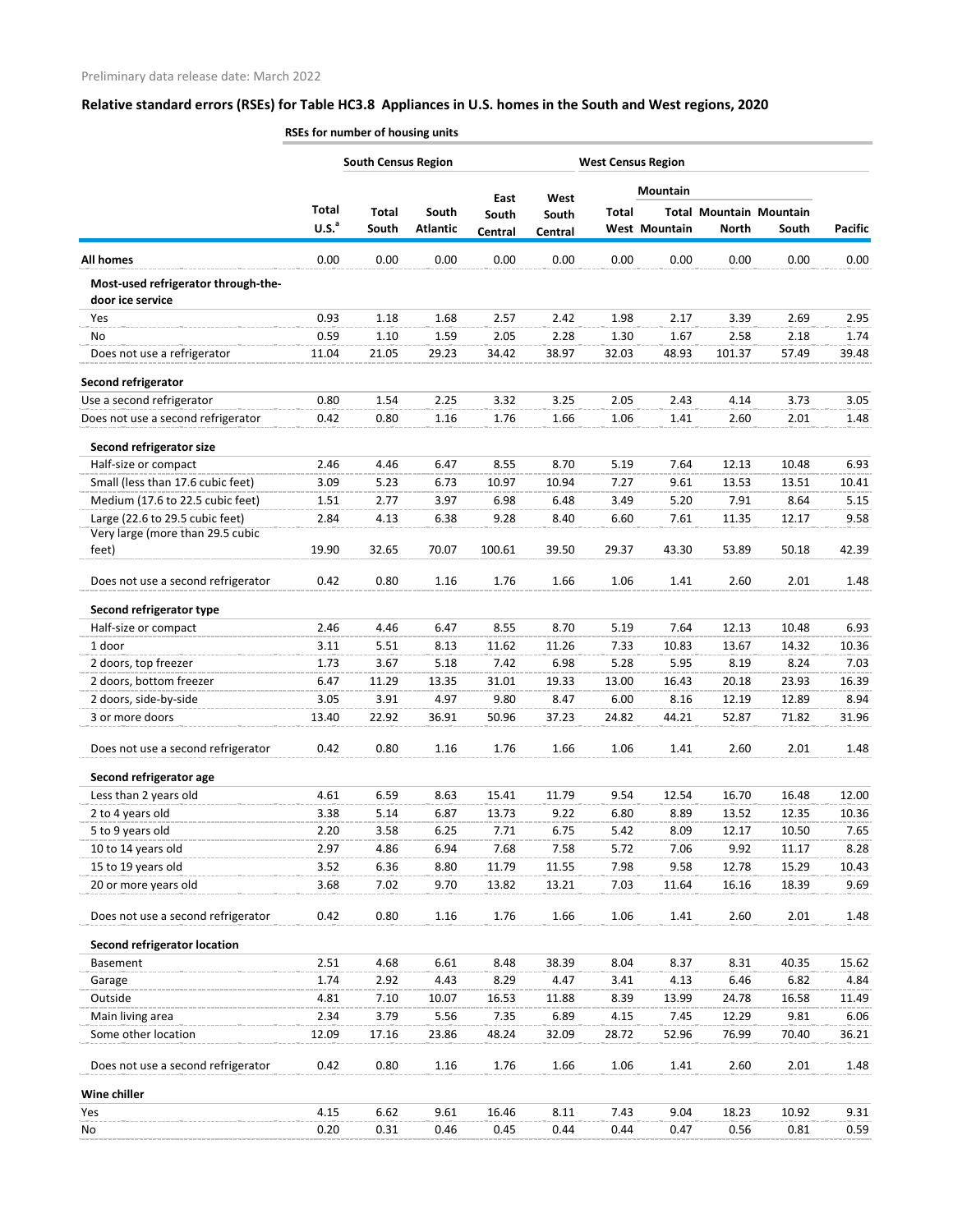Preliminary data release date: March 2022

## Relative standard errors (RSEs) for Table HC3.8 Appliances in U.S. homes in the South and West regions, 2020

RSEs for number of housing units

| | | South Census Region | | | | West Census Region | | | | |
|---|---|---|---|---|---|---|---|---|---|---|
| | | | | | | | Mountain | | | |
| | Total U.S.[a] | Total South | South Atlantic | East South Central | West South Central | Total West | Total Mountain | Mountain North | Mountain South | Pacific |
| **All homes** | 0.00 | 0.00 | 0.00 | 0.00 | 0.00 | 0.00 | 0.00 | 0.00 | 0.00 | 0.00 |
| **Most-used refrigerator through-the-door ice service** | | | | | | | | | | |
| Yes | 0.93 | 1.18 | 1.68 | 2.57 | 2.42 | 1.98 | 2.17 | 3.39 | 2.69 | 2.95 |
| No | 0.59 | 1.10 | 1.59 | 2.05 | 2.28 | 1.30 | 1.67 | 2.58 | 2.18 | 1.74 |
| Does not use a refrigerator | 11.04 | 21.05 | 29.23 | 34.42 | 38.97 | 32.03 | 48.93 | 101.37 | 57.49 | 39.48 |
| **Second refrigerator** | | | | | | | | | | |
| Use a second refrigerator | 0.80 | 1.54 | 2.25 | 3.32 | 3.25 | 2.05 | 2.43 | 4.14 | 3.73 | 3.05 |
| Does not use a second refrigerator | 0.42 | 0.80 | 1.16 | 1.76 | 1.66 | 1.06 | 1.41 | 2.60 | 2.01 | 1.48 |
| **Second refrigerator size** | | | | | | | | | | |
| Half-size or compact | 2.46 | 4.46 | 6.47 | 8.55 | 8.70 | 5.19 | 7.64 | 12.13 | 10.48 | 6.93 |
| Small (less than 17.6 cubic feet) | 3.09 | 5.23 | 6.73 | 10.97 | 10.94 | 7.27 | 9.61 | 13.53 | 13.51 | 10.41 |
| Medium (17.6 to 22.5 cubic feet) | 1.51 | 2.77 | 3.97 | 6.98 | 6.48 | 3.49 | 5.20 | 7.91 | 8.64 | 5.15 |
| Large (22.6 to 29.5 cubic feet) | 2.84 | 4.13 | 6.38 | 9.28 | 8.40 | 6.60 | 7.61 | 11.35 | 12.17 | 9.58 |
| Very large (more than 29.5 cubic feet) | 19.90 | 32.65 | 70.07 | 100.61 | 39.50 | 29.37 | 43.30 | 53.89 | 50.18 | 42.39 |
| Does not use a second refrigerator | 0.42 | 0.80 | 1.16 | 1.76 | 1.66 | 1.06 | 1.41 | 2.60 | 2.01 | 1.48 |
| **Second refrigerator type** | | | | | | | | | | |
| Half-size or compact | 2.46 | 4.46 | 6.47 | 8.55 | 8.70 | 5.19 | 7.64 | 12.13 | 10.48 | 6.93 |
| 1 door | 3.11 | 5.51 | 8.13 | 11.62 | 11.26 | 7.33 | 10.83 | 13.67 | 14.32 | 10.36 |
| 2 doors, top freezer | 1.73 | 3.67 | 5.18 | 7.42 | 6.98 | 5.28 | 5.95 | 8.19 | 8.24 | 7.03 |
| 2 doors, bottom freezer | 6.47 | 11.29 | 13.35 | 31.01 | 19.33 | 13.00 | 16.43 | 20.18 | 23.93 | 16.39 |
| 2 doors, side-by-side | 3.05 | 3.91 | 4.97 | 9.80 | 8.47 | 6.00 | 8.16 | 12.19 | 12.89 | 8.94 |
| 3 or more doors | 13.40 | 22.92 | 36.91 | 50.96 | 37.23 | 24.82 | 44.21 | 52.87 | 71.82 | 31.96 |
| Does not use a second refrigerator | 0.42 | 0.80 | 1.16 | 1.76 | 1.66 | 1.06 | 1.41 | 2.60 | 2.01 | 1.48 |
| **Second refrigerator age** | | | | | | | | | | |
| Less than 2 years old | 4.61 | 6.59 | 8.63 | 15.41 | 11.79 | 9.54 | 12.54 | 16.70 | 16.48 | 12.00 |
| 2 to 4 years old | 3.38 | 5.14 | 6.87 | 13.73 | 9.22 | 6.80 | 8.89 | 13.52 | 12.35 | 10.36 |
| 5 to 9 years old | 2.20 | 3.58 | 6.25 | 7.71 | 6.75 | 5.42 | 8.09 | 12.17 | 10.50 | 7.65 |
| 10 to 14 years old | 2.97 | 4.86 | 6.94 | 7.68 | 7.58 | 5.72 | 7.06 | 9.92 | 11.17 | 8.28 |
| 15 to 19 years old | 3.52 | 6.36 | 8.80 | 11.79 | 11.55 | 7.98 | 9.58 | 12.78 | 15.29 | 10.43 |
| 20 or more years old | 3.68 | 7.02 | 9.70 | 13.82 | 13.21 | 7.03 | 11.64 | 16.16 | 18.39 | 9.69 |
| Does not use a second refrigerator | 0.42 | 0.80 | 1.16 | 1.76 | 1.66 | 1.06 | 1.41 | 2.60 | 2.01 | 1.48 |
| **Second refrigerator location** | | | | | | | | | | |
| Basement | 2.51 | 4.68 | 6.61 | 8.48 | 38.39 | 8.04 | 8.37 | 8.31 | 40.35 | 15.62 |
| Garage | 1.74 | 2.92 | 4.43 | 8.29 | 4.47 | 3.41 | 4.13 | 6.46 | 6.82 | 4.84 |
| Outside | 4.81 | 7.10 | 10.07 | 16.53 | 11.88 | 8.39 | 13.99 | 24.78 | 16.58 | 11.49 |
| Main living area | 2.34 | 3.79 | 5.56 | 7.35 | 6.89 | 4.15 | 7.45 | 12.29 | 9.81 | 6.06 |
| Some other location | 12.09 | 17.16 | 23.86 | 48.24 | 32.09 | 28.72 | 52.96 | 76.99 | 70.40 | 36.21 |
| Does not use a second refrigerator | 0.42 | 0.80 | 1.16 | 1.76 | 1.66 | 1.06 | 1.41 | 2.60 | 2.01 | 1.48 |
| **Wine chiller** | | | | | | | | | | |
| Yes | 4.15 | 6.62 | 9.61 | 16.46 | 8.11 | 7.43 | 9.04 | 18.23 | 10.92 | 9.31 |
| No | 0.20 | 0.31 | 0.46 | 0.45 | 0.44 | 0.44 | 0.47 | 0.56 | 0.81 | 0.59 |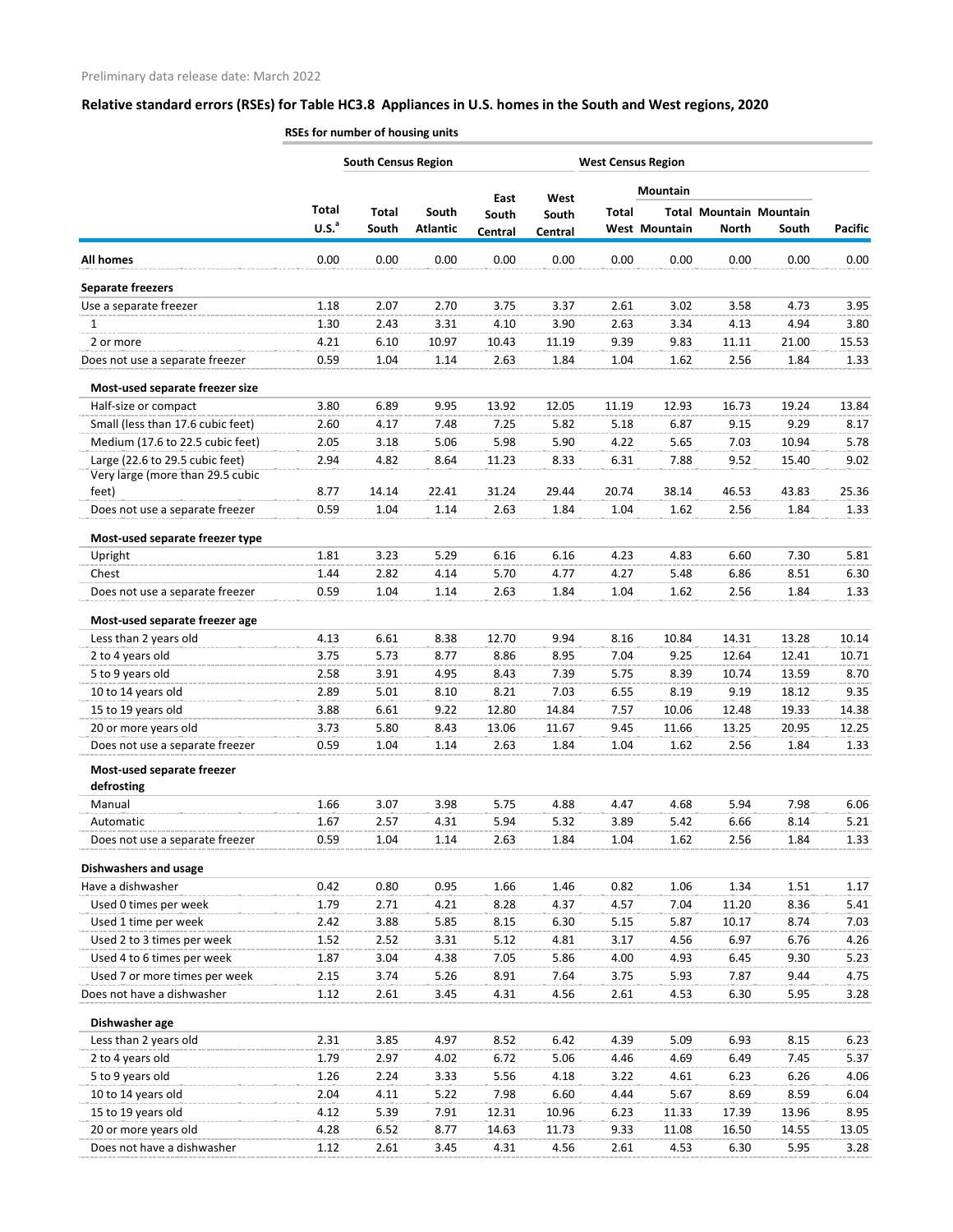Preliminary data release date: March 2022

## Relative standard errors (RSEs) for Table HC3.8 Appliances in U.S. homes in the South and West regions, 2020

RSEs for number of housing units

| | | South Census Region | | | | West Census Region | | | | |
|---|---|---|---|---|---|---|---|---|---|---|
| | | | | | | | Mountain | | | |
| | Total U.S.[a] | Total South | South Atlantic | East South Central | West South Central | Total West | Total Mountain | Mountain North | Mountain South | Pacific |
| **All homes** | 0.00 | 0.00 | 0.00 | 0.00 | 0.00 | 0.00 | 0.00 | 0.00 | 0.00 | 0.00 |
| **Separate freezers** | | | | | | | | | | |
| Use a separate freezer | 1.18 | 2.07 | 2.70 | 3.75 | 3.37 | 2.61 | 3.02 | 3.58 | 4.73 | 3.95 |
| 1 | 1.30 | 2.43 | 3.31 | 4.10 | 3.90 | 2.63 | 3.34 | 4.13 | 4.94 | 3.80 |
| 2 or more | 4.21 | 6.10 | 10.97 | 10.43 | 11.19 | 9.39 | 9.83 | 11.11 | 21.00 | 15.53 |
| Does not use a separate freezer | 0.59 | 1.04 | 1.14 | 2.63 | 1.84 | 1.04 | 1.62 | 2.56 | 1.84 | 1.33 |
| **Most-used separate freezer size** | | | | | | | | | | |
| Half-size or compact | 3.80 | 6.89 | 9.95 | 13.92 | 12.05 | 11.19 | 12.93 | 16.73 | 19.24 | 13.84 |
| Small (less than 17.6 cubic feet) | 2.60 | 4.17 | 7.48 | 7.25 | 5.82 | 5.18 | 6.87 | 9.15 | 9.29 | 8.17 |
| Medium (17.6 to 22.5 cubic feet) | 2.05 | 3.18 | 5.06 | 5.98 | 5.90 | 4.22 | 5.65 | 7.03 | 10.94 | 5.78 |
| Large (22.6 to 29.5 cubic feet) | 2.94 | 4.82 | 8.64 | 11.23 | 8.33 | 6.31 | 7.88 | 9.52 | 15.40 | 9.02 |
| Very large (more than 29.5 cubic feet) | 8.77 | 14.14 | 22.41 | 31.24 | 29.44 | 20.74 | 38.14 | 46.53 | 43.83 | 25.36 |
| Does not use a separate freezer | 0.59 | 1.04 | 1.14 | 2.63 | 1.84 | 1.04 | 1.62 | 2.56 | 1.84 | 1.33 |
| **Most-used separate freezer type** | | | | | | | | | | |
| Upright | 1.81 | 3.23 | 5.29 | 6.16 | 6.16 | 4.23 | 4.83 | 6.60 | 7.30 | 5.81 |
| Chest | 1.44 | 2.82 | 4.14 | 5.70 | 4.77 | 4.27 | 5.48 | 6.86 | 8.51 | 6.30 |
| Does not use a separate freezer | 0.59 | 1.04 | 1.14 | 2.63 | 1.84 | 1.04 | 1.62 | 2.56 | 1.84 | 1.33 |
| **Most-used separate freezer age** | | | | | | | | | | |
| Less than 2 years old | 4.13 | 6.61 | 8.38 | 12.70 | 9.94 | 8.16 | 10.84 | 14.31 | 13.28 | 10.14 |
| 2 to 4 years old | 3.75 | 5.73 | 8.77 | 8.86 | 8.95 | 7.04 | 9.25 | 12.64 | 12.41 | 10.71 |
| 5 to 9 years old | 2.58 | 3.91 | 4.95 | 8.43 | 7.39 | 5.75 | 8.39 | 10.74 | 13.59 | 8.70 |
| 10 to 14 years old | 2.89 | 5.01 | 8.10 | 8.21 | 7.03 | 6.55 | 8.19 | 9.19 | 18.12 | 9.35 |
| 15 to 19 years old | 3.88 | 6.61 | 9.22 | 12.80 | 14.84 | 7.57 | 10.06 | 12.48 | 19.33 | 14.38 |
| 20 or more years old | 3.73 | 5.80 | 8.43 | 13.06 | 11.67 | 9.45 | 11.66 | 13.25 | 20.95 | 12.25 |
| Does not use a separate freezer | 0.59 | 1.04 | 1.14 | 2.63 | 1.84 | 1.04 | 1.62 | 2.56 | 1.84 | 1.33 |
| **Most-used separate freezer defrosting** | | | | | | | | | | |
| Manual | 1.66 | 3.07 | 3.98 | 5.75 | 4.88 | 4.47 | 4.68 | 5.94 | 7.98 | 6.06 |
| Automatic | 1.67 | 2.57 | 4.31 | 5.94 | 5.32 | 3.89 | 5.42 | 6.66 | 8.14 | 5.21 |
| Does not use a separate freezer | 0.59 | 1.04 | 1.14 | 2.63 | 1.84 | 1.04 | 1.62 | 2.56 | 1.84 | 1.33 |
| **Dishwashers and usage** | | | | | | | | | | |
| Have a dishwasher | 0.42 | 0.80 | 0.95 | 1.66 | 1.46 | 0.82 | 1.06 | 1.34 | 1.51 | 1.17 |
| Used 0 times per week | 1.79 | 2.71 | 4.21 | 8.28 | 4.37 | 4.57 | 7.04 | 11.20 | 8.36 | 5.41 |
| Used 1 time per week | 2.42 | 3.88 | 5.85 | 8.15 | 6.30 | 5.15 | 5.87 | 10.17 | 8.74 | 7.03 |
| Used 2 to 3 times per week | 1.52 | 2.52 | 3.31 | 5.12 | 4.81 | 3.17 | 4.56 | 6.97 | 6.76 | 4.26 |
| Used 4 to 6 times per week | 1.87 | 3.04 | 4.38 | 7.05 | 5.86 | 4.00 | 4.93 | 6.45 | 9.30 | 5.23 |
| Used 7 or more times per week | 2.15 | 3.74 | 5.26 | 8.91 | 7.64 | 3.75 | 5.93 | 7.87 | 9.44 | 4.75 |
| Does not have a dishwasher | 1.12 | 2.61 | 3.45 | 4.31 | 4.56 | 2.61 | 4.53 | 6.30 | 5.95 | 3.28 |
| **Dishwasher age** | | | | | | | | | | |
| Less than 2 years old | 2.31 | 3.85 | 4.97 | 8.52 | 6.42 | 4.39 | 5.09 | 6.93 | 8.15 | 6.23 |
| 2 to 4 years old | 1.79 | 2.97 | 4.02 | 6.72 | 5.06 | 4.46 | 4.69 | 6.49 | 7.45 | 5.37 |
| 5 to 9 years old | 1.26 | 2.24 | 3.33 | 5.56 | 4.18 | 3.22 | 4.61 | 6.23 | 6.26 | 4.06 |
| 10 to 14 years old | 2.04 | 4.11 | 5.22 | 7.98 | 6.60 | 4.44 | 5.67 | 8.69 | 8.59 | 6.04 |
| 15 to 19 years old | 4.12 | 5.39 | 7.91 | 12.31 | 10.96 | 6.23 | 11.33 | 17.39 | 13.96 | 8.95 |
| 20 or more years old | 4.28 | 6.52 | 8.77 | 14.63 | 11.73 | 9.33 | 11.08 | 16.50 | 14.55 | 13.05 |
| Does not have a dishwasher | 1.12 | 2.61 | 3.45 | 4.31 | 4.56 | 2.61 | 4.53 | 6.30 | 5.95 | 3.28 |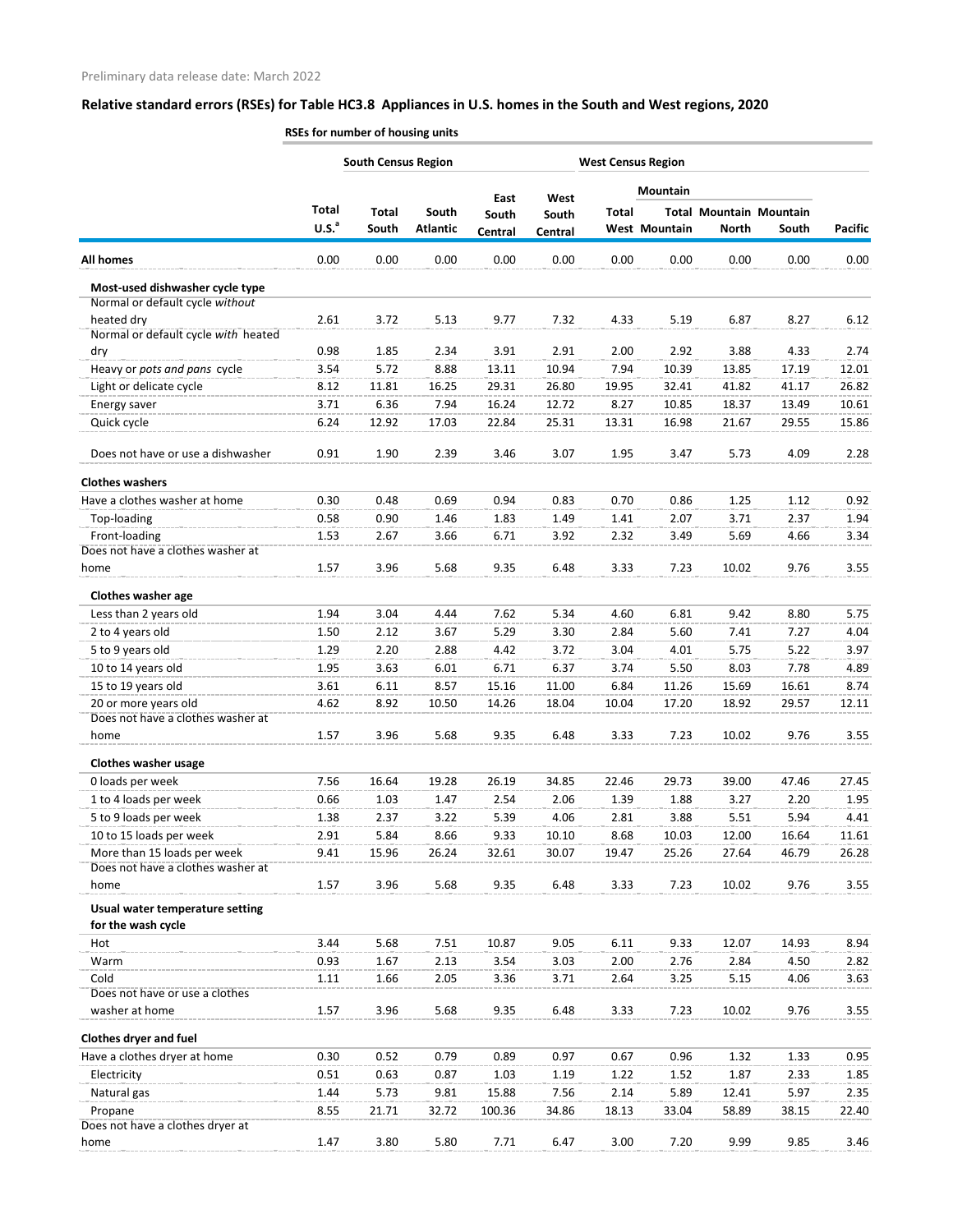Preliminary data release date: March 2022

## Relative standard errors (RSEs) for Table HC3.8 Appliances in U.S. homes in the South and West regions, 2020

| | RSEs for number of housing units | | | | | | | | | |
|---|---|---|---|---|---|---|---|---|---|---|
| | | South Census Region | | | | West Census Region | | | | |
| | | | | | | | Mountain | | | |
| | Total U.S.[a] | Total South | South Atlantic | East South Central | West South Central | Total West | Total Mountain | Mountain North | Mountain South | Pacific |
| **All homes** | 0.00 | 0.00 | 0.00 | 0.00 | 0.00 | 0.00 | 0.00 | 0.00 | 0.00 | 0.00 |
| **Most-used dishwasher cycle type** | | | | | | | | | | |
| Normal or default cycle *without* heated dry | 2.61 | 3.72 | 5.13 | 9.77 | 7.32 | 4.33 | 5.19 | 6.87 | 8.27 | 6.12 |
| Normal or default cycle *with* heated dry | 0.98 | 1.85 | 2.34 | 3.91 | 2.91 | 2.00 | 2.92 | 3.88 | 4.33 | 2.74 |
| Heavy or *pots and pans* cycle | 3.54 | 5.72 | 8.88 | 13.11 | 10.94 | 7.94 | 10.39 | 13.85 | 17.19 | 12.01 |
| Light or delicate cycle | 8.12 | 11.81 | 16.25 | 29.31 | 26.80 | 19.95 | 32.41 | 41.82 | 41.17 | 26.82 |
| Energy saver | 3.71 | 6.36 | 7.94 | 16.24 | 12.72 | 8.27 | 10.85 | 18.37 | 13.49 | 10.61 |
| Quick cycle | 6.24 | 12.92 | 17.03 | 22.84 | 25.31 | 13.31 | 16.98 | 21.67 | 29.55 | 15.86 |
| Does not have or use a dishwasher | 0.91 | 1.90 | 2.39 | 3.46 | 3.07 | 1.95 | 3.47 | 5.73 | 4.09 | 2.28 |
| **Clothes washers** | | | | | | | | | | |
| Have a clothes washer at home | 0.30 | 0.48 | 0.69 | 0.94 | 0.83 | 0.70 | 0.86 | 1.25 | 1.12 | 0.92 |
| Top-loading | 0.58 | 0.90 | 1.46 | 1.83 | 1.49 | 1.41 | 2.07 | 3.71 | 2.37 | 1.94 |
| Front-loading | 1.53 | 2.67 | 3.66 | 6.71 | 3.92 | 2.32 | 3.49 | 5.69 | 4.66 | 3.34 |
| Does not have a clothes washer at home | 1.57 | 3.96 | 5.68 | 9.35 | 6.48 | 3.33 | 7.23 | 10.02 | 9.76 | 3.55 |
| **Clothes washer age** | | | | | | | | | | |
| Less than 2 years old | 1.94 | 3.04 | 4.44 | 7.62 | 5.34 | 4.60 | 6.81 | 9.42 | 8.80 | 5.75 |
| 2 to 4 years old | 1.50 | 2.12 | 3.67 | 5.29 | 3.30 | 2.84 | 5.60 | 7.41 | 7.27 | 4.04 |
| 5 to 9 years old | 1.29 | 2.20 | 2.88 | 4.42 | 3.72 | 3.04 | 4.01 | 5.75 | 5.22 | 3.97 |
| 10 to 14 years old | 1.95 | 3.63 | 6.01 | 6.71 | 6.37 | 3.74 | 5.50 | 8.03 | 7.78 | 4.89 |
| 15 to 19 years old | 3.61 | 6.11 | 8.57 | 15.16 | 11.00 | 6.84 | 11.26 | 15.69 | 16.61 | 8.74 |
| 20 or more years old | 4.62 | 8.92 | 10.50 | 14.26 | 18.04 | 10.04 | 17.20 | 18.92 | 29.57 | 12.11 |
| Does not have a clothes washer at home | 1.57 | 3.96 | 5.68 | 9.35 | 6.48 | 3.33 | 7.23 | 10.02 | 9.76 | 3.55 |
| **Clothes washer usage** | | | | | | | | | | |
| 0 loads per week | 7.56 | 16.64 | 19.28 | 26.19 | 34.85 | 22.46 | 29.73 | 39.00 | 47.46 | 27.45 |
| 1 to 4 loads per week | 0.66 | 1.03 | 1.47 | 2.54 | 2.06 | 1.39 | 1.88 | 3.27 | 2.20 | 1.95 |
| 5 to 9 loads per week | 1.38 | 2.37 | 3.22 | 5.39 | 4.06 | 2.81 | 3.88 | 5.51 | 5.94 | 4.41 |
| 10 to 15 loads per week | 2.91 | 5.84 | 8.66 | 9.33 | 10.10 | 8.68 | 10.03 | 12.00 | 16.64 | 11.61 |
| More than 15 loads per week | 9.41 | 15.96 | 26.24 | 32.61 | 30.07 | 19.47 | 25.26 | 27.64 | 46.79 | 26.28 |
| Does not have a clothes washer at home | 1.57 | 3.96 | 5.68 | 9.35 | 6.48 | 3.33 | 7.23 | 10.02 | 9.76 | 3.55 |
| **Usual water temperature setting for the wash cycle** | | | | | | | | | | |
| Hot | 3.44 | 5.68 | 7.51 | 10.87 | 9.05 | 6.11 | 9.33 | 12.07 | 14.93 | 8.94 |
| Warm | 0.93 | 1.67 | 2.13 | 3.54 | 3.03 | 2.00 | 2.76 | 2.84 | 4.50 | 2.82 |
| Cold | 1.11 | 1.66 | 2.05 | 3.36 | 3.71 | 2.64 | 3.25 | 5.15 | 4.06 | 3.63 |
| Does not have or use a clothes washer at home | 1.57 | 3.96 | 5.68 | 9.35 | 6.48 | 3.33 | 7.23 | 10.02 | 9.76 | 3.55 |
| **Clothes dryer and fuel** | | | | | | | | | | |
| Have a clothes dryer at home | 0.30 | 0.52 | 0.79 | 0.89 | 0.97 | 0.67 | 0.96 | 1.32 | 1.33 | 0.95 |
| Electricity | 0.51 | 0.63 | 0.87 | 1.03 | 1.19 | 1.22 | 1.52 | 1.87 | 2.33 | 1.85 |
| Natural gas | 1.44 | 5.73 | 9.81 | 15.88 | 7.56 | 2.14 | 5.89 | 12.41 | 5.97 | 2.35 |
| Propane | 8.55 | 21.71 | 32.72 | 100.36 | 34.86 | 18.13 | 33.04 | 58.89 | 38.15 | 22.40 |
| Does not have a clothes dryer at home | 1.47 | 3.80 | 5.80 | 7.71 | 6.47 | 3.00 | 7.20 | 9.99 | 9.85 | 3.46 |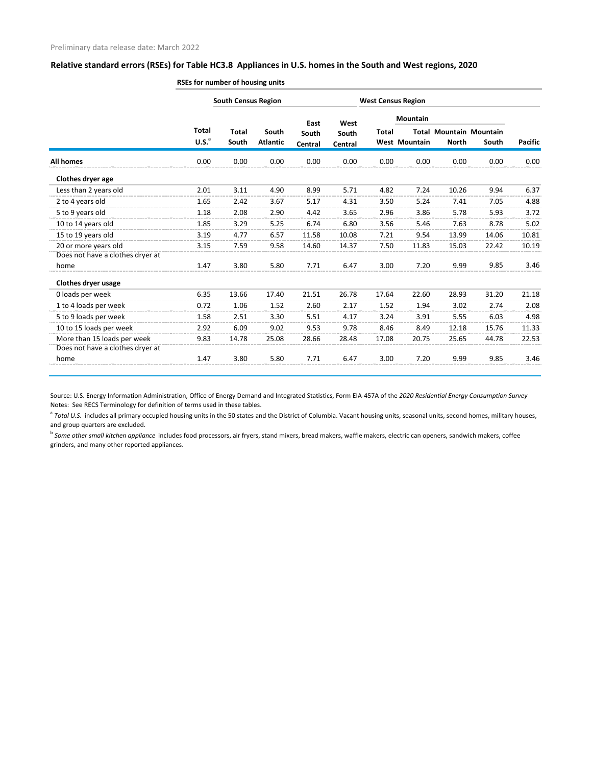Preliminary data release date: March 2022

### Relative standard errors (RSEs) for Table HC3.8 Appliances in U.S. homes in the South and West regions, 2020

| | RSEs for number of housing units | | | | | | | | | |
|---|---|---|---|---|---|---|---|---|---|---|
| | | South Census Region | | | | West Census Region | | | | |
| | | | | | | | Mountain | | | |
| | Total U.S.[a] | Total South | South Atlantic | East South Central | West South Central | Total West | Total Mountain | Mountain North | Mountain South | Pacific |
| **All homes** | 0.00 | 0.00 | 0.00 | 0.00 | 0.00 | 0.00 | 0.00 | 0.00 | 0.00 | 0.00 |
| **Clothes dryer age** | | | | | | | | | | |
| Less than 2 years old | 2.01 | 3.11 | 4.90 | 8.99 | 5.71 | 4.82 | 7.24 | 10.26 | 9.94 | 6.37 |
| 2 to 4 years old | 1.65 | 2.42 | 3.67 | 5.17 | 4.31 | 3.50 | 5.24 | 7.41 | 7.05 | 4.88 |
| 5 to 9 years old | 1.18 | 2.08 | 2.90 | 4.42 | 3.65 | 2.96 | 3.86 | 5.78 | 5.93 | 3.72 |
| 10 to 14 years old | 1.85 | 3.29 | 5.25 | 6.74 | 6.80 | 3.56 | 5.46 | 7.63 | 8.78 | 5.02 |
| 15 to 19 years old | 3.19 | 4.77 | 6.57 | 11.58 | 10.08 | 7.21 | 9.54 | 13.99 | 14.06 | 10.81 |
| 20 or more years old | 3.15 | 7.59 | 9.58 | 14.60 | 14.37 | 7.50 | 11.83 | 15.03 | 22.42 | 10.19 |
| Does not have a clothes dryer at home | 1.47 | 3.80 | 5.80 | 7.71 | 6.47 | 3.00 | 7.20 | 9.99 | 9.85 | 3.46 |
| **Clothes dryer usage** | | | | | | | | | | |
| 0 loads per week | 6.35 | 13.66 | 17.40 | 21.51 | 26.78 | 17.64 | 22.60 | 28.93 | 31.20 | 21.18 |
| 1 to 4 loads per week | 0.72 | 1.06 | 1.52 | 2.60 | 2.17 | 1.52 | 1.94 | 3.02 | 2.74 | 2.08 |
| 5 to 9 loads per week | 1.58 | 2.51 | 3.30 | 5.51 | 4.17 | 3.24 | 3.91 | 5.55 | 6.03 | 4.98 |
| 10 to 15 loads per week | 2.92 | 6.09 | 9.02 | 9.53 | 9.78 | 8.46 | 8.49 | 12.18 | 15.76 | 11.33 |
| More than 15 loads per week | 9.83 | 14.78 | 25.08 | 28.66 | 28.48 | 17.08 | 20.75 | 25.65 | 44.78 | 22.53 |
| Does not have a clothes dryer at home | 1.47 | 3.80 | 5.80 | 7.71 | 6.47 | 3.00 | 7.20 | 9.99 | 9.85 | 3.46 |

Source: U.S. Energy Information Administration, Office of Energy Demand and Integrated Statistics, Form EIA-457A of the *2020 Residential Energy Consumption Survey*
Notes: See RECS Terminology for definition of terms used in these tables.

[a] *Total U.S.* includes all primary occupied housing units in the 50 states and the District of Columbia. Vacant housing units, seasonal units, second homes, military houses, and group quarters are excluded.

[b] *Some other small kitchen appliance* includes food processors, air fryers, stand mixers, bread makers, waffle makers, electric can openers, sandwich makers, coffee grinders, and many other reported appliances.